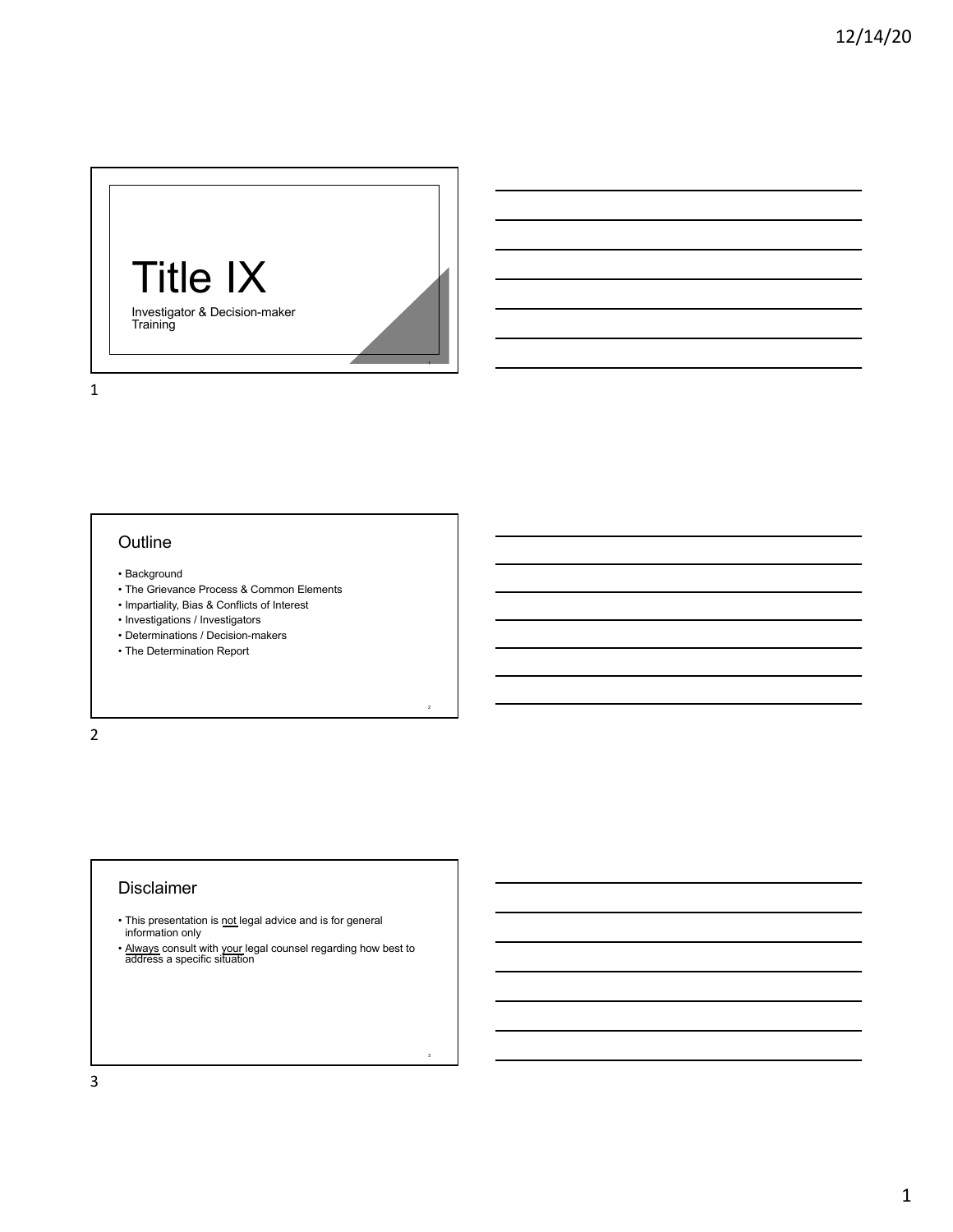# Title IX

Investigator & Decision-maker Training

## Outline

- Background
- The Grievance Process & Common Elements
- Impartiality, Bias & Conflicts of Interest
- Investigations / Investigators
- Determinations / Decision-makers
- The Determination Report

## Disclaimer

- This presentation is not legal advice and is for general information only
- Always consult with your legal counsel regarding how best to address a specific situation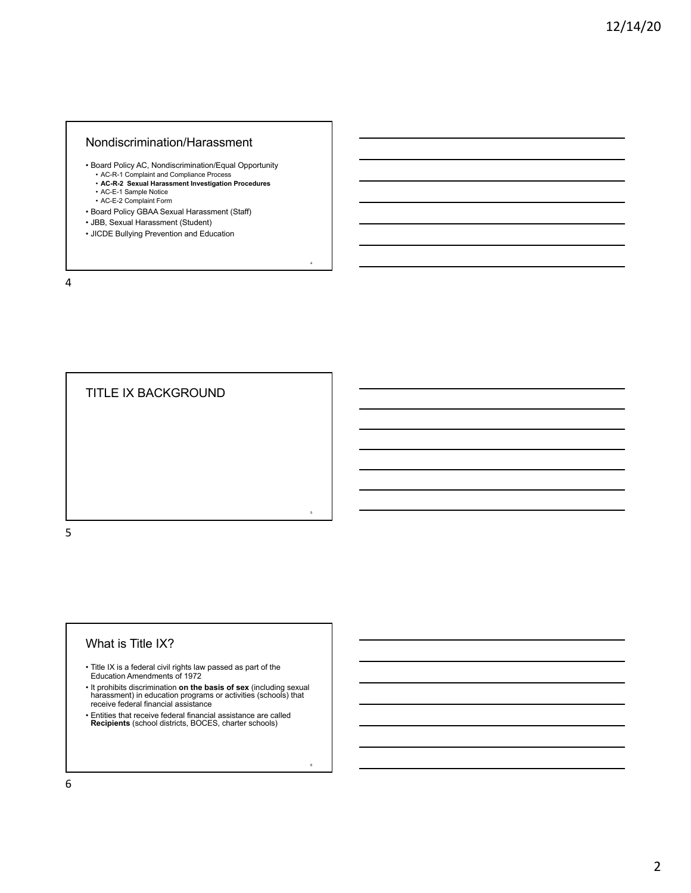## Nondiscrimination/Harassment

- Board Policy AC, Nondiscrimination/Equal Opportunity
  - AC-R-1 Complaint and Compliance Process
  - **AC-R-2 Sexual Harassment Investigation Procedures**
  - AC-E-1 Sample Notice
  - AC-E-2 Complaint Form
- Board Policy GBAA Sexual Harassment (Staff)
- JBB, Sexual Harassment (Student)
- JICDE Bullying Prevention and Education

## TITLE IX BACKGROUND

## What is Title IX?

- Title IX is a federal civil rights law passed as part of the Education Amendments of 1972
- It prohibits discrimination **on the basis of sex** (including sexual harassment) in education programs or activities (schools) that receive federal financial assistance
- Entities that receive federal financial assistance are called **Recipients** (school districts, BOCES, charter schools)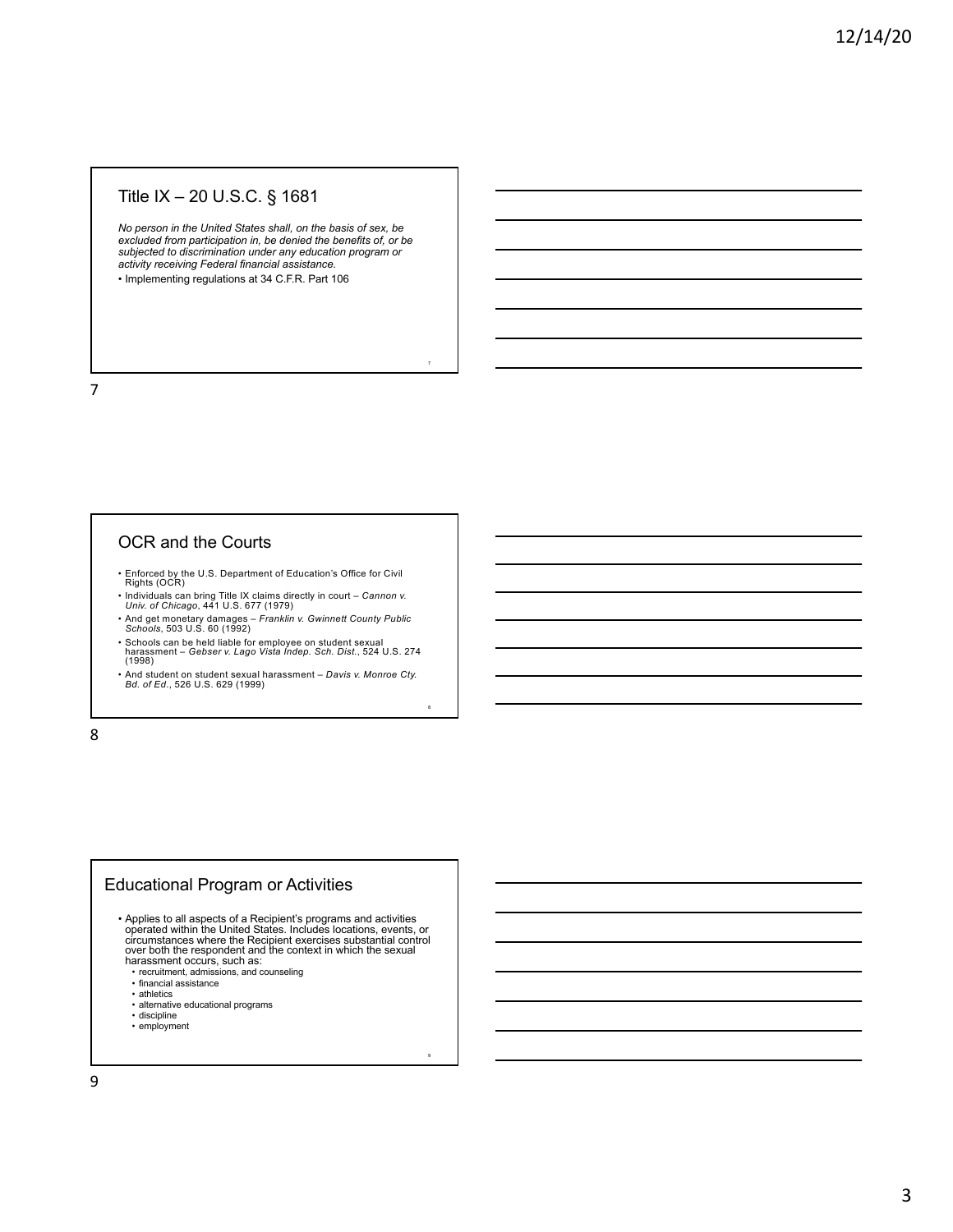## Title IX – 20 U.S.C. § 1681

*No person in the United States shall, on the basis of sex, be excluded from participation in, be denied the benefits of, or be subjected to discrimination under any education program or activity receiving Federal financial assistance.*

- Implementing regulations at 34 C.F.R. Part 106

## OCR and the Courts

- Enforced by the U.S. Department of Education's Office for Civil Rights (OCR)
- Individuals can bring Title IX claims directly in court – *Cannon v. Univ. of Chicago*, 441 U.S. 677 (1979)
- And get monetary damages – *Franklin v. Gwinnett County Public Schools*, 503 U.S. 60 (1992)
- Schools can be held liable for employee on student sexual harassment – *Gebser v. Lago Vista Indep. Sch. Dist.*, 524 U.S. 274 (1998)
- And student on student sexual harassment – *Davis v. Monroe Cty. Bd. of Ed.*, 526 U.S. 629 (1999)

## Educational Program or Activities

- Applies to all aspects of a Recipient's programs and activities operated within the United States. Includes locations, events, or circumstances where the Recipient exercises substantial control over both the respondent and the context in which the sexual harassment occurs, such as:
  - recruitment, admissions, and counseling
  - financial assistance
  - athletics
  - alternative educational programs
  - discipline
  - employment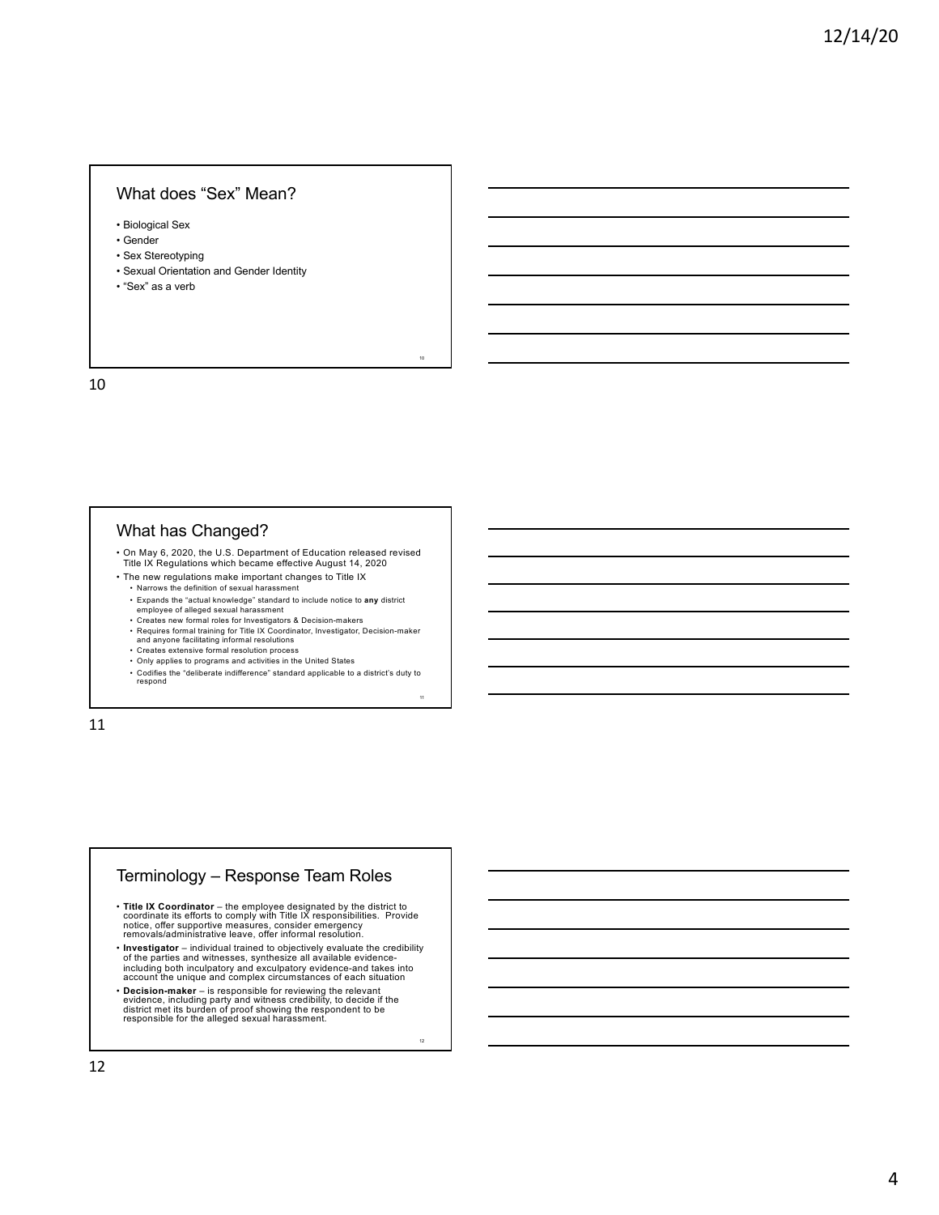## What does "Sex" Mean?

- Biological Sex
- Gender
- Sex Stereotyping
- Sexual Orientation and Gender Identity
- "Sex" as a verb

## What has Changed?

- On May 6, 2020, the U.S. Department of Education released revised Title IX Regulations which became effective August 14, 2020
- The new regulations make important changes to Title IX
  - Narrows the definition of sexual harassment
  - Expands the "actual knowledge" standard to include notice to **any** district employee of alleged sexual harassment
  - Creates new formal roles for Investigators & Decision-makers
  - Requires formal training for Title IX Coordinator, Investigator, Decision-maker and anyone facilitating informal resolutions
  - Creates extensive formal resolution process
  - Only applies to programs and activities in the United States
  - Codifies the "deliberate indifference" standard applicable to a district's duty to respond

## Terminology – Response Team Roles

- **Title IX Coordinator** – the employee designated by the district to coordinate its efforts to comply with Title IX responsibilities. Provide notice, offer supportive measures, consider emergency removals/administrative leave, offer informal resolution.
- **Investigator** – individual trained to objectively evaluate the credibility of the parties and witnesses, synthesize all available evidence-including both inculpatory and exculpatory evidence-and takes into account the unique and complex circumstances of each situation
- **Decision-maker** – is responsible for reviewing the relevant evidence, including party and witness credibility, to decide if the district met its burden of proof showing the respondent to be responsible for the alleged sexual harassment.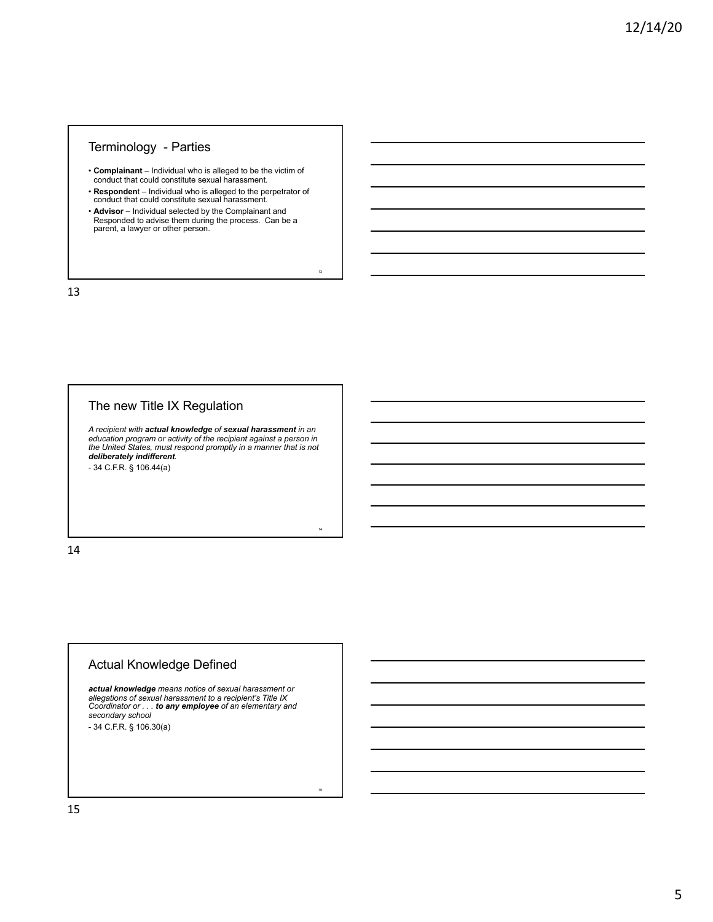## Terminology - Parties

- **Complainant** – Individual who is alleged to be the victim of conduct that could constitute sexual harassment.
- **Responden**t – Individual who is alleged to be the perpetrator of conduct that could constitute sexual harassment.
- **Advisor** – Individual selected by the Complainant and Responded to advise them during the process. Can be a parent, a lawyer or other person.

## The new Title IX Regulation

*A recipient with **actual knowledge** of **sexual harassment** in an education program or activity of the recipient against a person in the United States, must respond promptly in a manner that is not **deliberately indifferent**.*

- 34 C.F.R. § 106.44(a)

## Actual Knowledge Defined

***actual knowledge** means notice of sexual harassment or allegations of sexual harassment to a recipient's Title IX Coordinator or . . . **to any employee** of an elementary and secondary school*

- 34 C.F.R. § 106.30(a)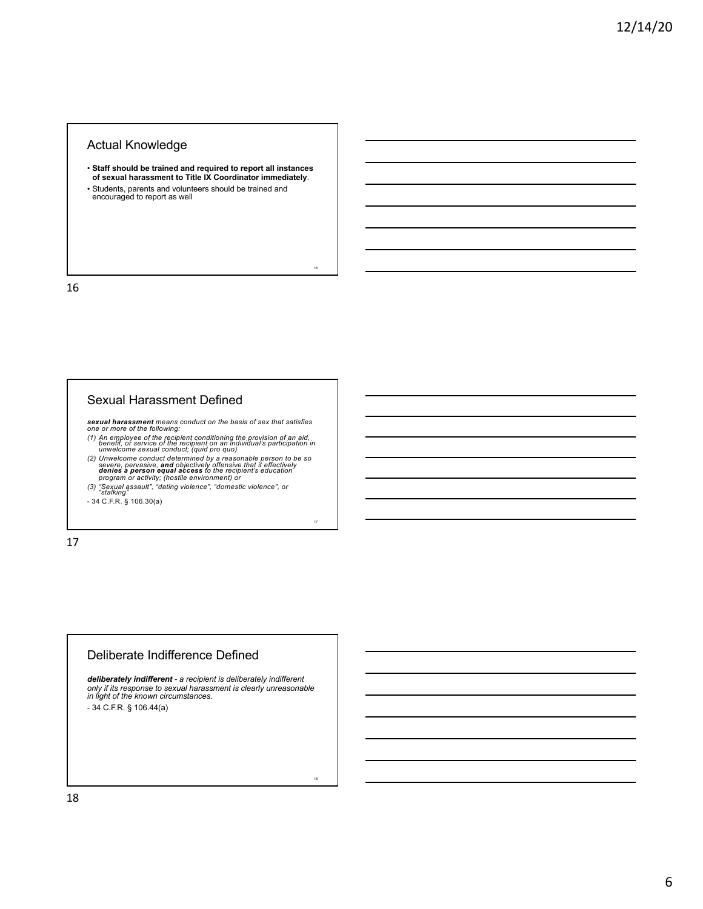## Actual Knowledge

- **Staff should be trained and required to report all instances of sexual harassment to Title IX Coordinator immediately**.
- Students, parents and volunteers should be trained and encouraged to report as well

## Sexual Harassment Defined

***sexual harassment*** *means conduct on the basis of sex that satisfies one or more of the following:*

*(1) An employee of the recipient conditioning the provision of an aid, benefit, or service of the recipient on an individual's participation in unwelcome sexual conduct; (quid pro quo)*

*(2) Unwelcome conduct determined by a reasonable person to be so severe, pervasive,* ***and*** *objectively offensive that it effectively* ***denies a person equal access*** *to the recipient's education program or activity; (hostile environment) or*

*(3) "Sexual assault", "dating violence", "domestic violence", or "stalking"*

- 34 C.F.R. § 106.30(a)

## Deliberate Indifference Defined

***deliberately indifferent*** *- a recipient is deliberately indifferent only if its response to sexual harassment is clearly unreasonable in light of the known circumstances.*

- 34 C.F.R. § 106.44(a)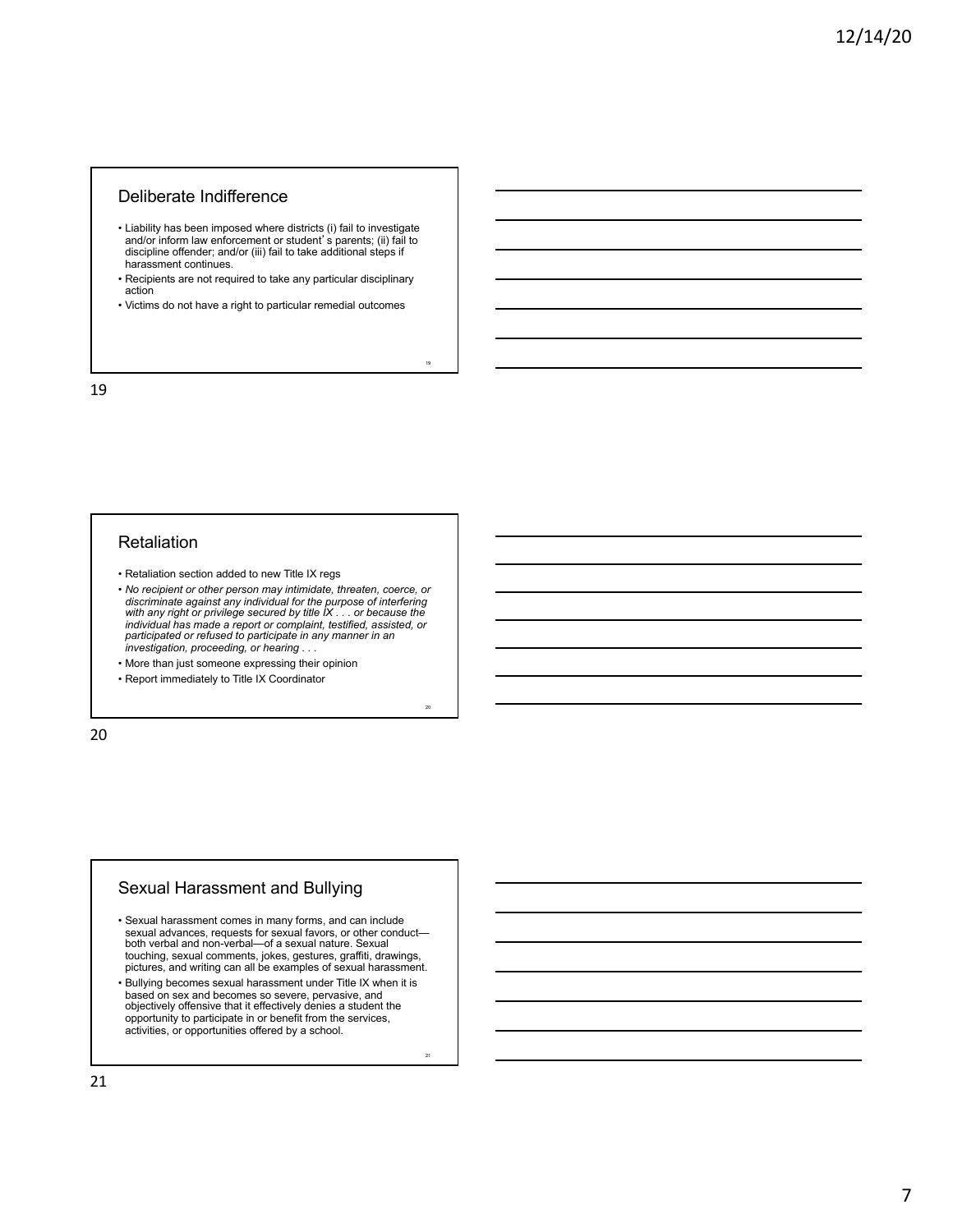## Deliberate Indifference

- Liability has been imposed where districts (i) fail to investigate and/or inform law enforcement or student's parents; (ii) fail to discipline offender; and/or (iii) fail to take additional steps if harassment continues.
- Recipients are not required to take any particular disciplinary action
- Victims do not have a right to particular remedial outcomes

## Retaliation

- Retaliation section added to new Title IX regs
- *No recipient or other person may intimidate, threaten, coerce, or discriminate against any individual for the purpose of interfering with any right or privilege secured by title IX . . . or because the individual has made a report or complaint, testified, assisted, or participated or refused to participate in any manner in an investigation, proceeding, or hearing . . .*
- More than just someone expressing their opinion
- Report immediately to Title IX Coordinator

## Sexual Harassment and Bullying

- Sexual harassment comes in many forms, and can include sexual advances, requests for sexual favors, or other conduct—both verbal and non-verbal—of a sexual nature. Sexual touching, sexual comments, jokes, gestures, graffiti, drawings, pictures, and writing can all be examples of sexual harassment.
- Bullying becomes sexual harassment under Title IX when it is based on sex and becomes so severe, pervasive, and objectively offensive that it effectively denies a student the opportunity to participate in or benefit from the services, activities, or opportunities offered by a school.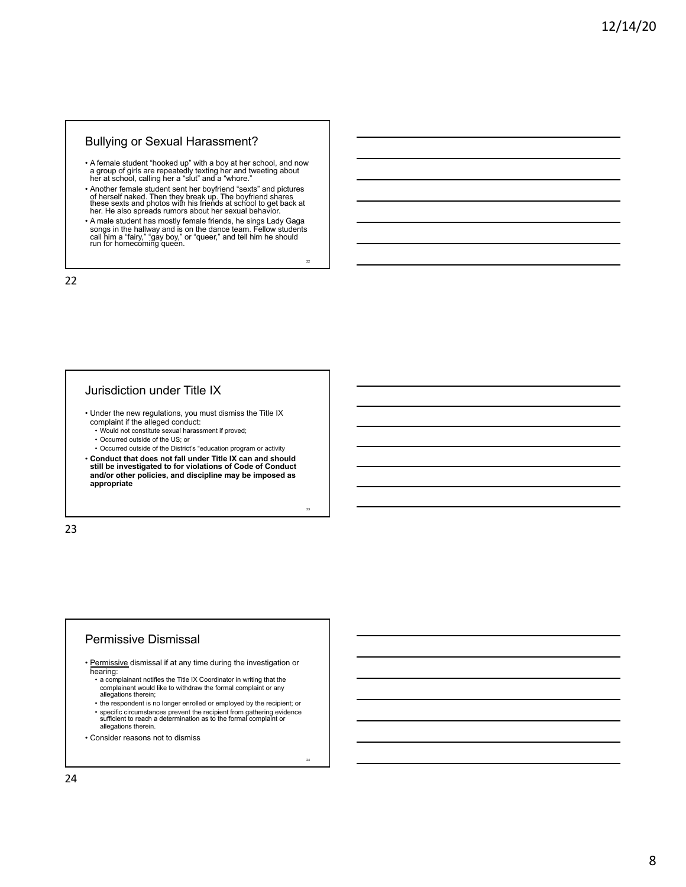## Bullying or Sexual Harassment?

- A female student "hooked up" with a boy at her school, and now a group of girls are repeatedly texting her and tweeting about her at school, calling her a "slut" and a "whore."
- Another female student sent her boyfriend "sexts" and pictures of herself naked. Then they break up. The boyfriend shares these sexts and photos with his friends at school to get back at her. He also spreads rumors about her sexual behavior.
- A male student has mostly female friends, he sings Lady Gaga songs in the hallway and is on the dance team. Fellow students call him a "fairy," "gay boy," or "queer," and tell him he should run for homecoming queen.

## Jurisdiction under Title IX

- Under the new regulations, you must dismiss the Title IX complaint if the alleged conduct:
  - Would not constitute sexual harassment if proved;
  - Occurred outside of the US; or
  - Occurred outside of the District's "education program or activity
- **Conduct that does not fall under Title IX can and should still be investigated to for violations of Code of Conduct and/or other policies, and discipline may be imposed as appropriate**

## Permissive Dismissal

- Permissive dismissal if at any time during the investigation or hearing:
  - a complainant notifies the Title IX Coordinator in writing that the complainant would like to withdraw the formal complaint or any allegations therein;
  - the respondent is no longer enrolled or employed by the recipient; or
  - specific circumstances prevent the recipient from gathering evidence sufficient to reach a determination as to the formal complaint or allegations therein.
- Consider reasons not to dismiss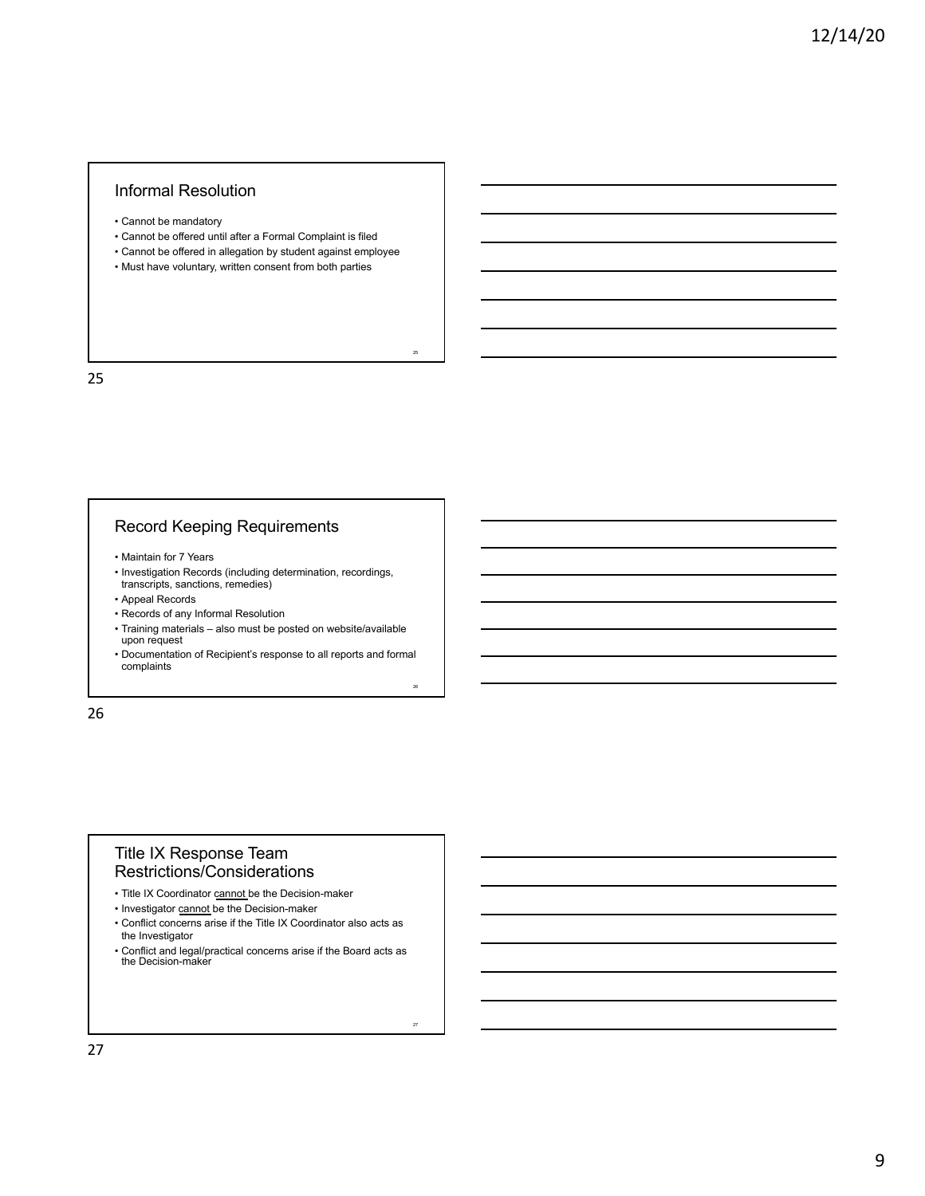## Informal Resolution

- Cannot be mandatory
- Cannot be offered until after a Formal Complaint is filed
- Cannot be offered in allegation by student against employee
- Must have voluntary, written consent from both parties

## Record Keeping Requirements

- Maintain for 7 Years
- Investigation Records (including determination, recordings, transcripts, sanctions, remedies)
- Appeal Records
- Records of any Informal Resolution
- Training materials – also must be posted on website/available upon request
- Documentation of Recipient's response to all reports and formal complaints

## Title IX Response Team Restrictions/Considerations

- Title IX Coordinator cannot be the Decision-maker
- Investigator cannot be the Decision-maker
- Conflict concerns arise if the Title IX Coordinator also acts as the Investigator
- Conflict and legal/practical concerns arise if the Board acts as the Decision-maker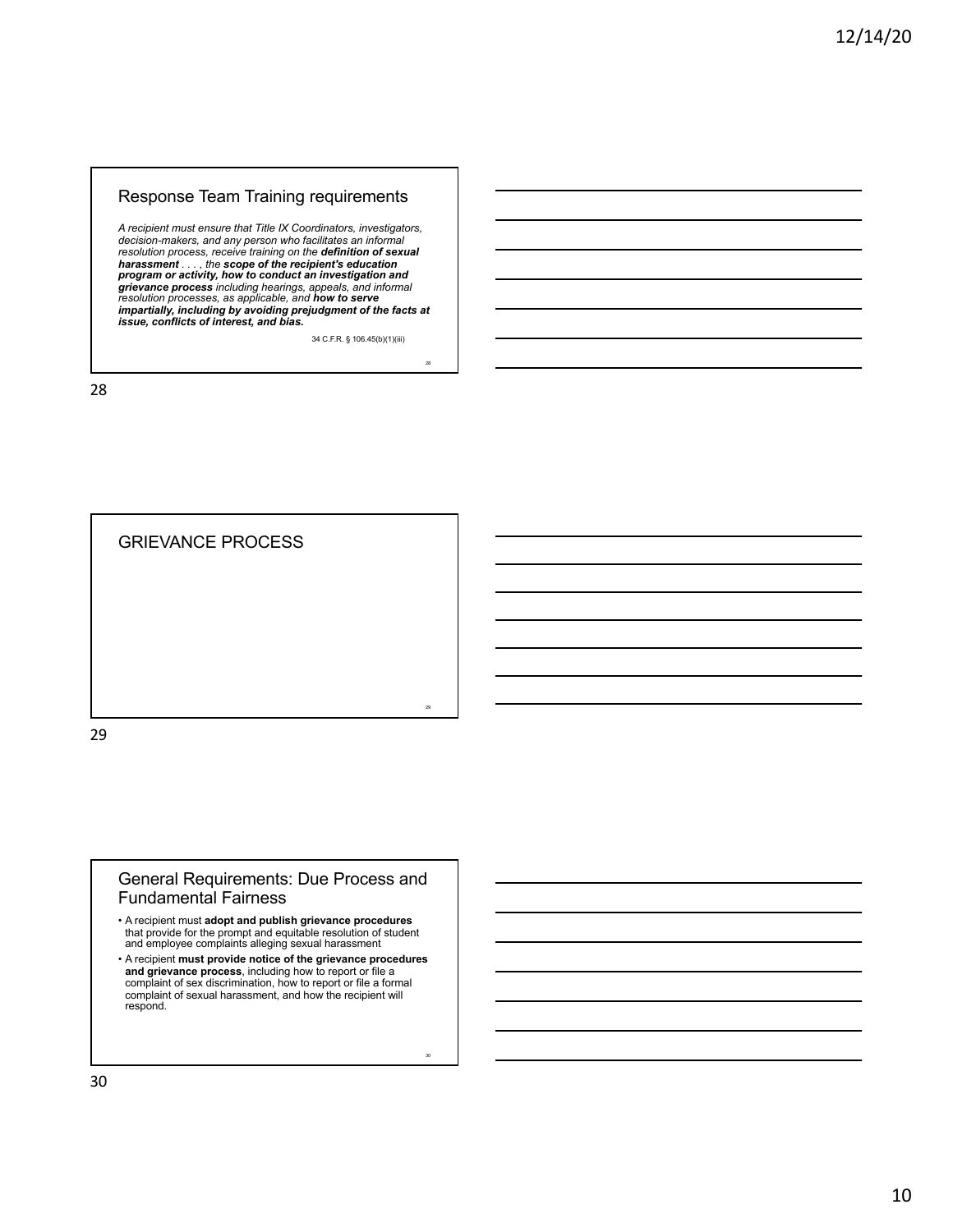## Response Team Training requirements

*A recipient must ensure that Title IX Coordinators, investigators, decision-makers, and any person who facilitates an informal resolution process, receive training on the **definition of sexual harassment** . . . , the **scope of the recipient's education program or activity, how to conduct an investigation and grievance process** including hearings, appeals, and informal resolution processes, as applicable, and **how to serve impartially, including by avoiding prejudgment of the facts at issue, conflicts of interest, and bias.***

34 C.F.R. § 106.45(b)(1)(iii)

## GRIEVANCE PROCESS

## General Requirements: Due Process and Fundamental Fairness

- A recipient must **adopt and publish grievance procedures** that provide for the prompt and equitable resolution of student and employee complaints alleging sexual harassment
- A recipient **must provide notice of the grievance procedures and grievance process**, including how to report or file a complaint of sex discrimination, how to report or file a formal complaint of sexual harassment, and how the recipient will respond.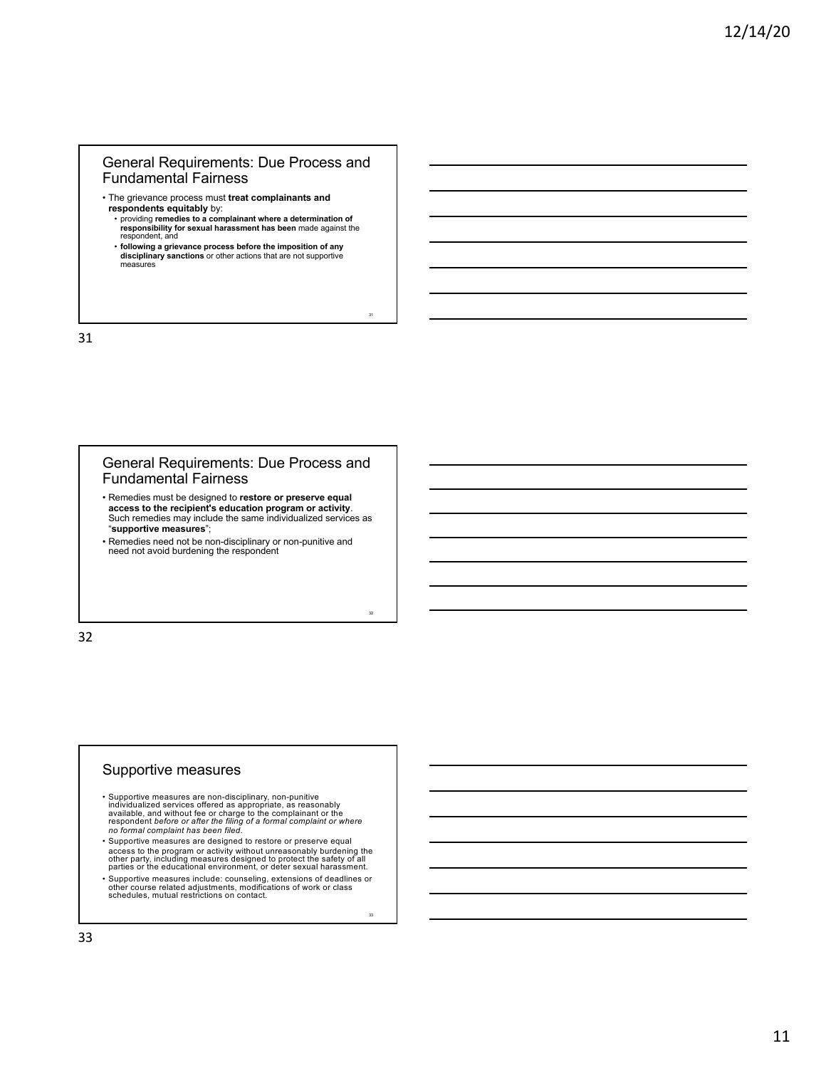## General Requirements: Due Process and Fundamental Fairness

- The grievance process must **treat complainants and respondents equitably** by:
  - providing **remedies to a complainant where a determination of responsibility for sexual harassment has been** made against the respondent, and
  - **following a grievance process before the imposition of any disciplinary sanctions** or other actions that are not supportive measures

## General Requirements: Due Process and Fundamental Fairness

- Remedies must be designed to **restore or preserve equal access to the recipient's education program or activity**. Such remedies may include the same individualized services as "**supportive measures**";
- Remedies need not be non-disciplinary or non-punitive and need not avoid burdening the respondent

## Supportive measures

- Supportive measures are non-disciplinary, non-punitive individualized services offered as appropriate, as reasonably available, and without fee or charge to the complainant or the respondent *before or after the filing of a formal complaint or where no formal complaint has been filed*.
- Supportive measures are designed to restore or preserve equal access to the program or activity without unreasonably burdening the other party, including measures designed to protect the safety of all parties or the educational environment, or deter sexual harassment.
- Supportive measures include: counseling, extensions of deadlines or other course related adjustments, modifications of work or class schedules, mutual restrictions on contact.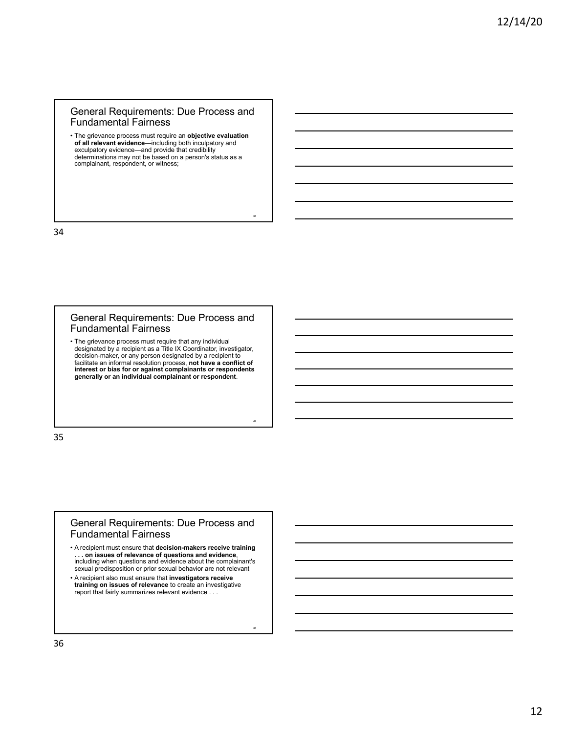## General Requirements: Due Process and Fundamental Fairness

- The grievance process must require an **objective evaluation of all relevant evidence**—including both inculpatory and exculpatory evidence—and provide that credibility determinations may not be based on a person's status as a complainant, respondent, or witness;

## General Requirements: Due Process and Fundamental Fairness

- The grievance process must require that any individual designated by a recipient as a Title IX Coordinator, investigator, decision-maker, or any person designated by a recipient to facilitate an informal resolution process, **not have a conflict of interest or bias for or against complainants or respondents generally or an individual complainant or respondent**.

## General Requirements: Due Process and Fundamental Fairness

- A recipient must ensure that **decision-makers receive training . . . on issues of relevance of questions and evidence**, including when questions and evidence about the complainant's sexual predisposition or prior sexual behavior are not relevant
- A recipient also must ensure that **investigators receive training on issues of relevance** to create an investigative report that fairly summarizes relevant evidence . . .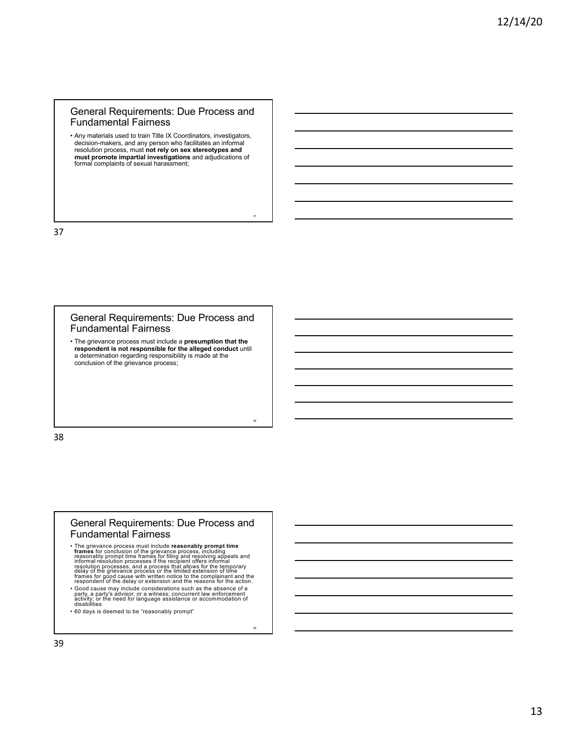## General Requirements: Due Process and Fundamental Fairness

- Any materials used to train Title IX Coordinators, investigators, decision-makers, and any person who facilitates an informal resolution process, must **not rely on sex stereotypes and must promote impartial investigations** and adjudications of formal complaints of sexual harassment;

## General Requirements: Due Process and Fundamental Fairness

- The grievance process must include a **presumption that the respondent is not responsible for the alleged conduct** until a determination regarding responsibility is made at the conclusion of the grievance process;

## General Requirements: Due Process and Fundamental Fairness

- The grievance process must include **reasonably prompt time frames** for conclusion of the grievance process, including reasonably prompt time frames for filing and resolving appeals and informal resolution processes if the recipient offers informal resolution processes, and a process that allows for the temporary delay of the grievance process or the limited extension of time frames for good cause with written notice to the complainant and the respondent of the delay or extension and the reasons for the action.
- Good cause may include considerations such as the absence of a party, a party's advisor, or a witness; concurrent law enforcement activity; or the need for language assistance or accommodation of disabilities
- 60 days is deemed to be "reasonably prompt"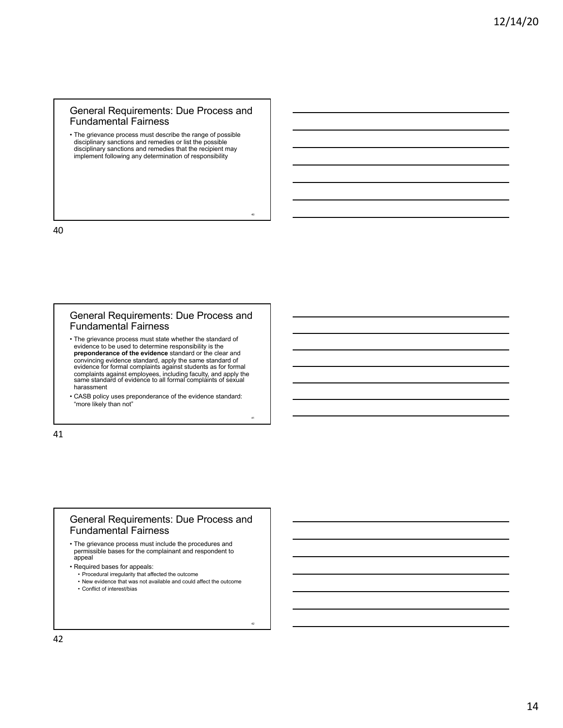## General Requirements: Due Process and Fundamental Fairness

- The grievance process must describe the range of possible disciplinary sanctions and remedies or list the possible disciplinary sanctions and remedies that the recipient may implement following any determination of responsibility

## General Requirements: Due Process and Fundamental Fairness

- The grievance process must state whether the standard of evidence to be used to determine responsibility is the **preponderance of the evidence** standard or the clear and convincing evidence standard, apply the same standard of evidence for formal complaints against students as for formal complaints against employees, including faculty, and apply the same standard of evidence to all formal complaints of sexual harassment
- CASB policy uses preponderance of the evidence standard: "more likely than not"

## General Requirements: Due Process and Fundamental Fairness

- The grievance process must include the procedures and permissible bases for the complainant and respondent to appeal
- Required bases for appeals:
  - Procedural irregularity that affected the outcome
  - New evidence that was not available and could affect the outcome
  - Conflict of interest/bias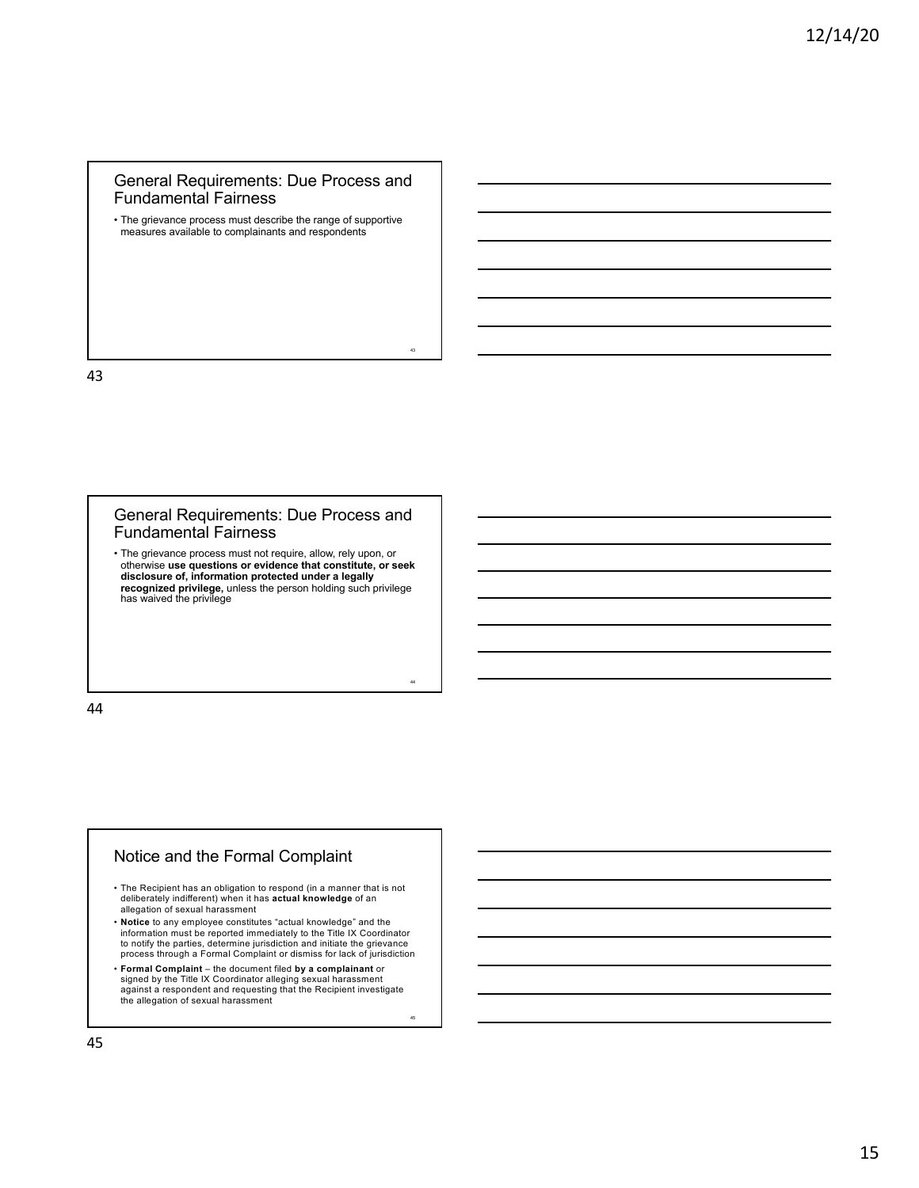## General Requirements: Due Process and Fundamental Fairness

- The grievance process must describe the range of supportive measures available to complainants and respondents

## General Requirements: Due Process and Fundamental Fairness

- The grievance process must not require, allow, rely upon, or otherwise **use questions or evidence that constitute, or seek disclosure of, information protected under a legally recognized privilege,** unless the person holding such privilege has waived the privilege

## Notice and the Formal Complaint

- The Recipient has an obligation to respond (in a manner that is not deliberately indifferent) when it has **actual knowledge** of an allegation of sexual harassment
- **Notice** to any employee constitutes "actual knowledge" and the information must be reported immediately to the Title IX Coordinator to notify the parties, determine jurisdiction and initiate the grievance process through a Formal Complaint or dismiss for lack of jurisdiction
- **Formal Complaint** – the document filed **by a complainant** or signed by the Title IX Coordinator alleging sexual harassment against a respondent and requesting that the Recipient investigate the allegation of sexual harassment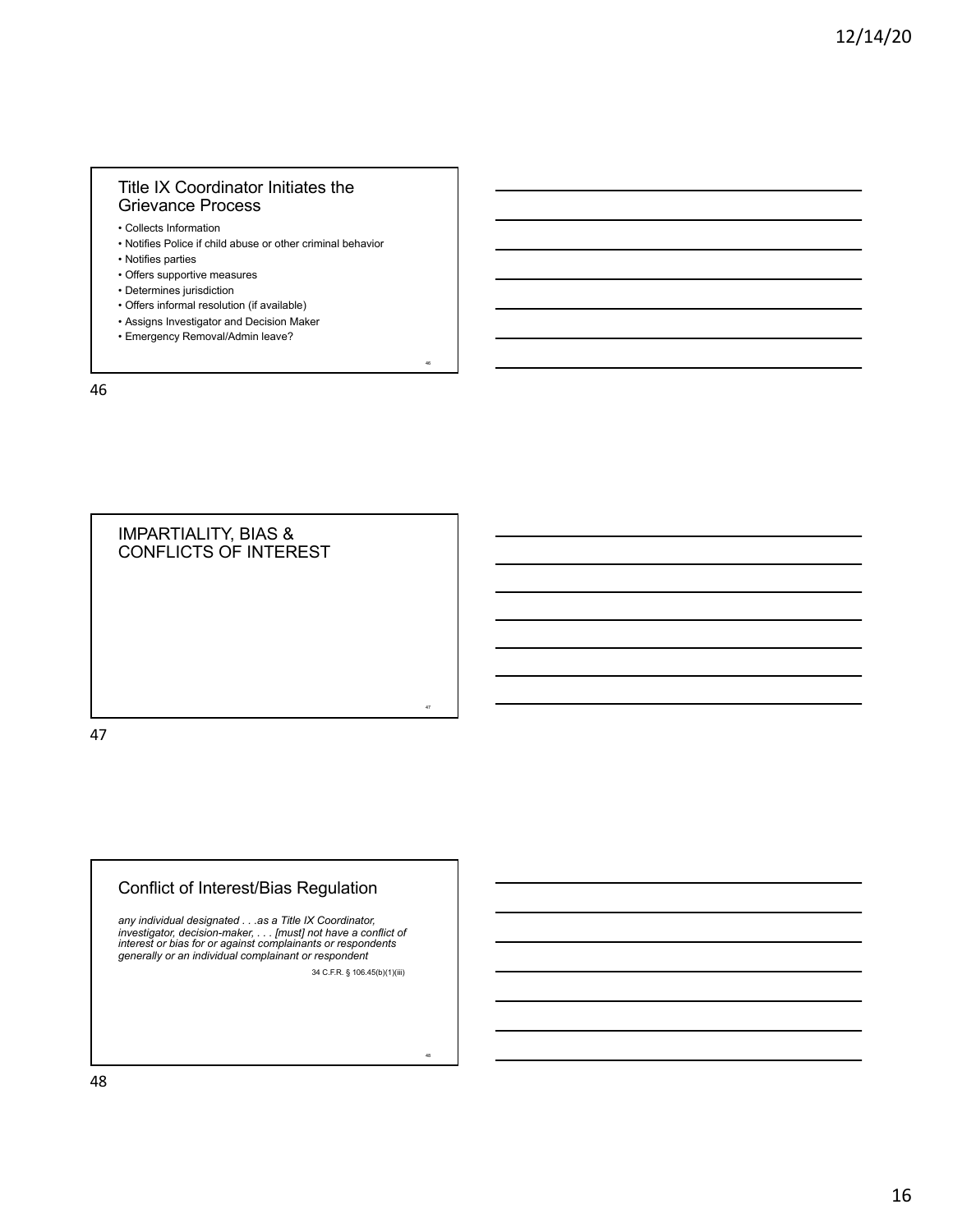## Title IX Coordinator Initiates the Grievance Process

- Collects Information
- Notifies Police if child abuse or other criminal behavior
- Notifies parties
- Offers supportive measures
- Determines jurisdiction
- Offers informal resolution (if available)
- Assigns Investigator and Decision Maker
- Emergency Removal/Admin leave?

## IMPARTIALITY, BIAS & CONFLICTS OF INTEREST

## Conflict of Interest/Bias Regulation

*any individual designated . . .as a Title IX Coordinator, investigator, decision-maker, . . . [must] not have a conflict of interest or bias for or against complainants or respondents generally or an individual complainant or respondent*

34 C.F.R. § 106.45(b)(1)(iii)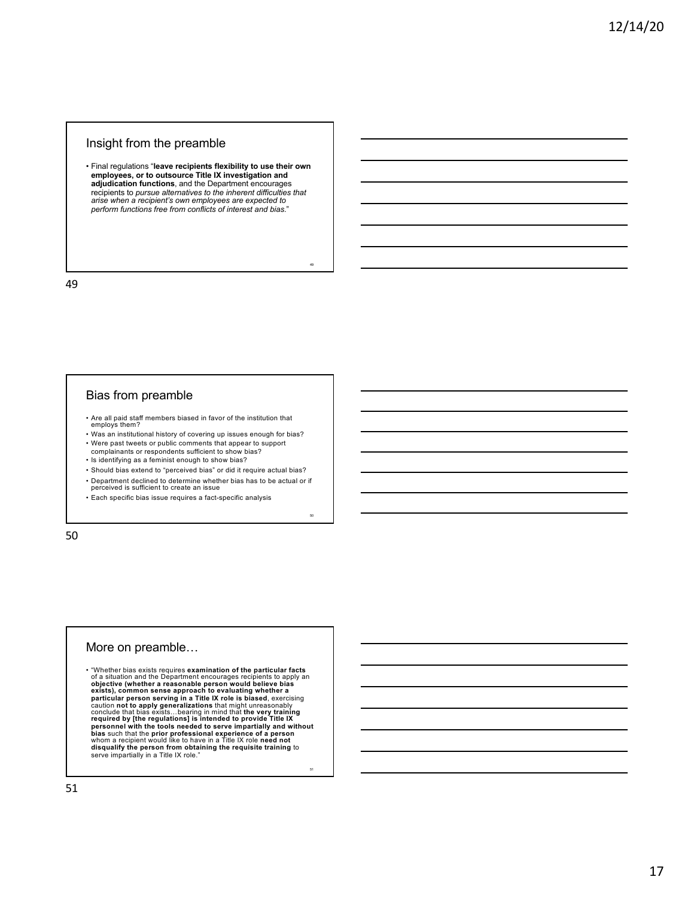## Insight from the preamble

- Final regulations "**leave recipients flexibility to use their own employees, or to outsource Title IX investigation and adjudication functions**, and the Department encourages recipients to *pursue alternatives to the inherent difficulties that arise when a recipient's own employees are expected to perform functions free from conflicts of interest and bias*."

## Bias from preamble

- Are all paid staff members biased in favor of the institution that employs them?
- Was an institutional history of covering up issues enough for bias?
- Were past tweets or public comments that appear to support complainants or respondents sufficient to show bias?
- Is identifying as a feminist enough to show bias?
- Should bias extend to "perceived bias" or did it require actual bias?
- Department declined to determine whether bias has to be actual or if perceived is sufficient to create an issue
- Each specific bias issue requires a fact-specific analysis

## More on preamble…

- "Whether bias exists requires **examination of the particular facts** of a situation and the Department encourages recipients to apply an **objective (whether a reasonable person would believe bias exists), common sense approach to evaluating whether a particular person serving in a Title IX role is biased**, exercising caution **not to apply generalizations** that might unreasonably conclude that bias exists…bearing in mind that **the very training required by [the regulations] is intended to provide Title IX personnel with the tools needed to serve impartially and without bias** such that the **prior professional experience of a person** whom a recipient would like to have in a Title IX role **need not disqualify the person from obtaining the requisite training** to serve impartially in a Title IX role."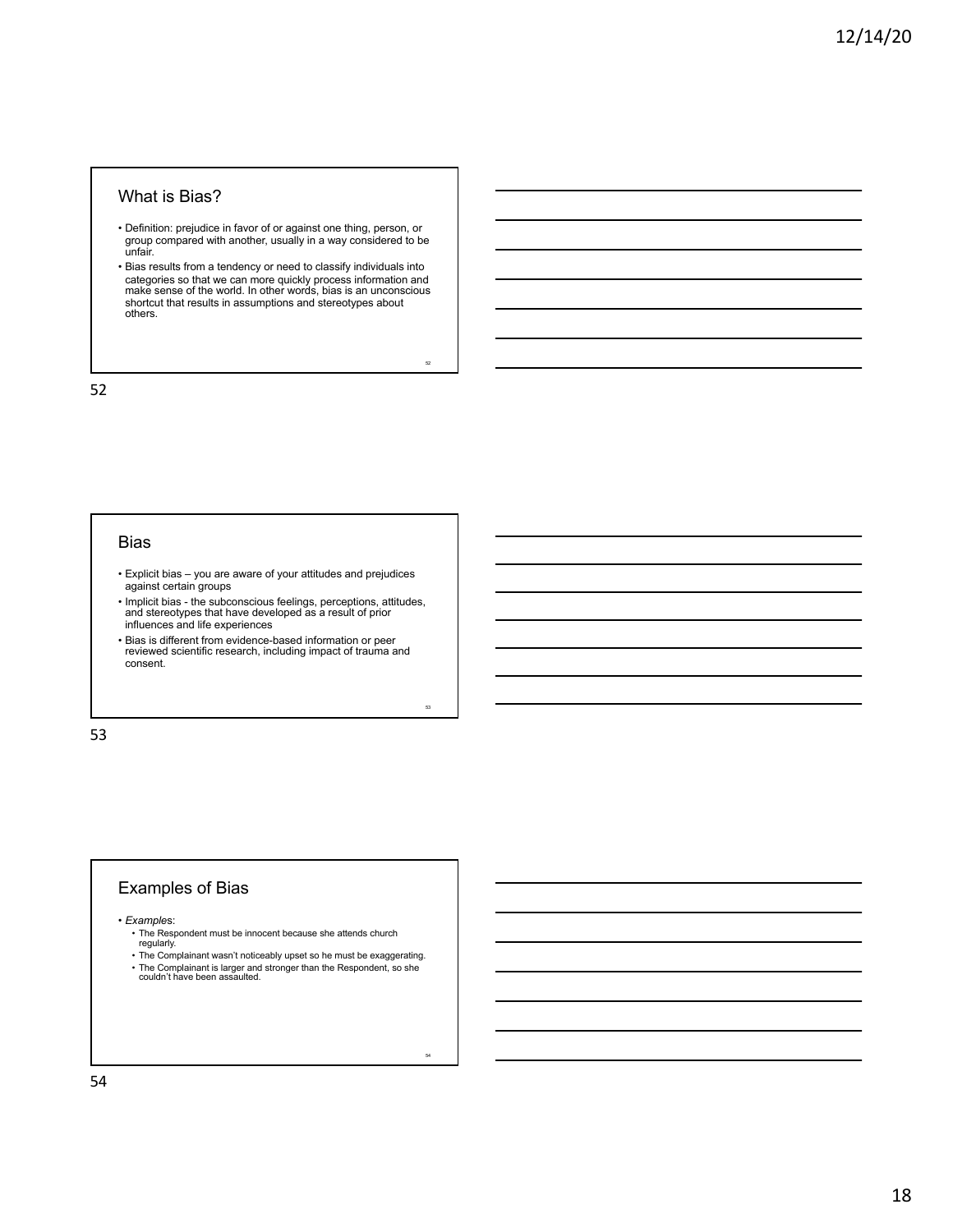## What is Bias?

- Definition: prejudice in favor of or against one thing, person, or group compared with another, usually in a way considered to be unfair.
- Bias results from a tendency or need to classify individuals into categories so that we can more quickly process information and make sense of the world. In other words, bias is an unconscious shortcut that results in assumptions and stereotypes about others.

## Bias

- Explicit bias – you are aware of your attitudes and prejudices against certain groups
- Implicit bias - the subconscious feelings, perceptions, attitudes, and stereotypes that have developed as a result of prior influences and life experiences
- Bias is different from evidence-based information or peer reviewed scientific research, including impact of trauma and consent.

## Examples of Bias

- *Examples*:
  - The Respondent must be innocent because she attends church regularly.
  - The Complainant wasn't noticeably upset so he must be exaggerating.
  - The Complainant is larger and stronger than the Respondent, so she couldn't have been assaulted.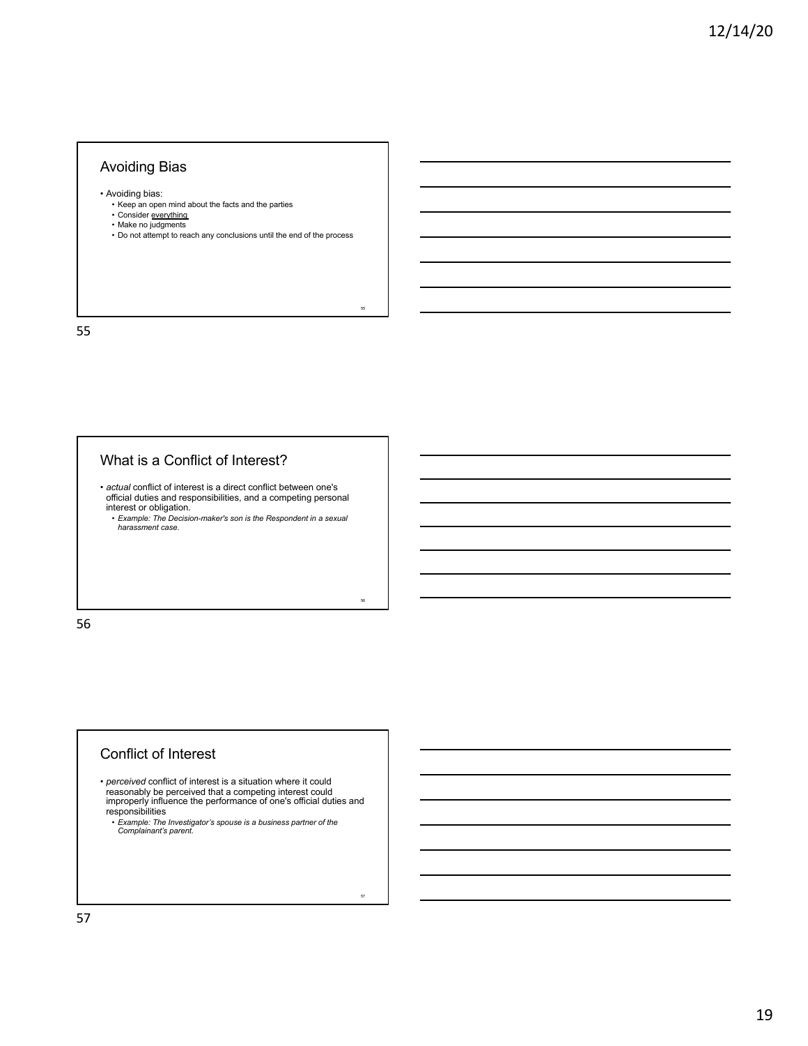## Avoiding Bias

- Avoiding bias:
  - Keep an open mind about the facts and the parties
  - Consider everything
  - Make no judgments
  - Do not attempt to reach any conclusions until the end of the process

## What is a Conflict of Interest?

- *actual* conflict of interest is a direct conflict between one's official duties and responsibilities, and a competing personal interest or obligation.
  - *Example: The Decision-maker's son is the Respondent in a sexual harassment case.*

## Conflict of Interest

- *perceived* conflict of interest is a situation where it could reasonably be perceived that a competing interest could improperly influence the performance of one's official duties and responsibilities
  - *Example: The Investigator's spouse is a business partner of the Complainant's parent.*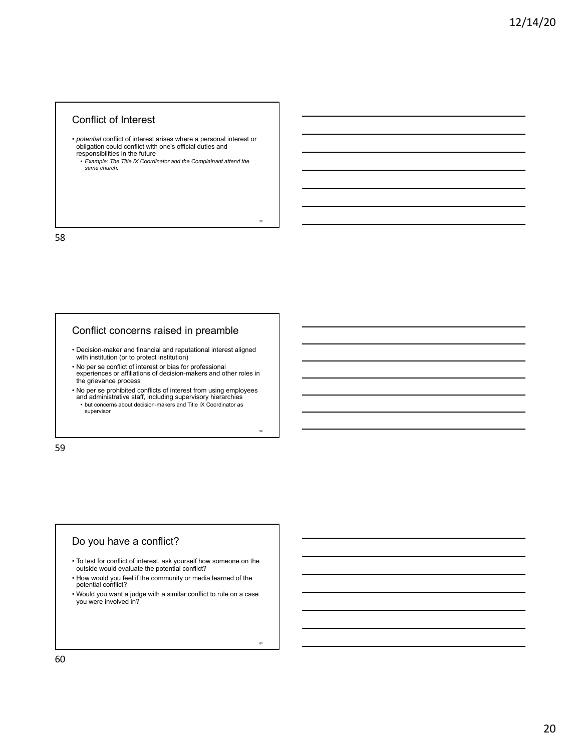## Conflict of Interest

- *potential* conflict of interest arises where a personal interest or obligation could conflict with one's official duties and responsibilities in the future
  - *Example: The Title IX Coordinator and the Complainant attend the same church.*

## Conflict concerns raised in preamble

- Decision-maker and financial and reputational interest aligned with institution (or to protect institution)
- No per se conflict of interest or bias for professional experiences or affiliations of decision-makers and other roles in the grievance process
- No per se prohibited conflicts of interest from using employees and administrative staff, including supervisory hierarchies
  - but concerns about decision-makers and Title IX Coordinator as supervisor

## Do you have a conflict?

- To test for conflict of interest, ask yourself how someone on the outside would evaluate the potential conflict?
- How would you feel if the community or media learned of the potential conflict?
- Would you want a judge with a similar conflict to rule on a case you were involved in?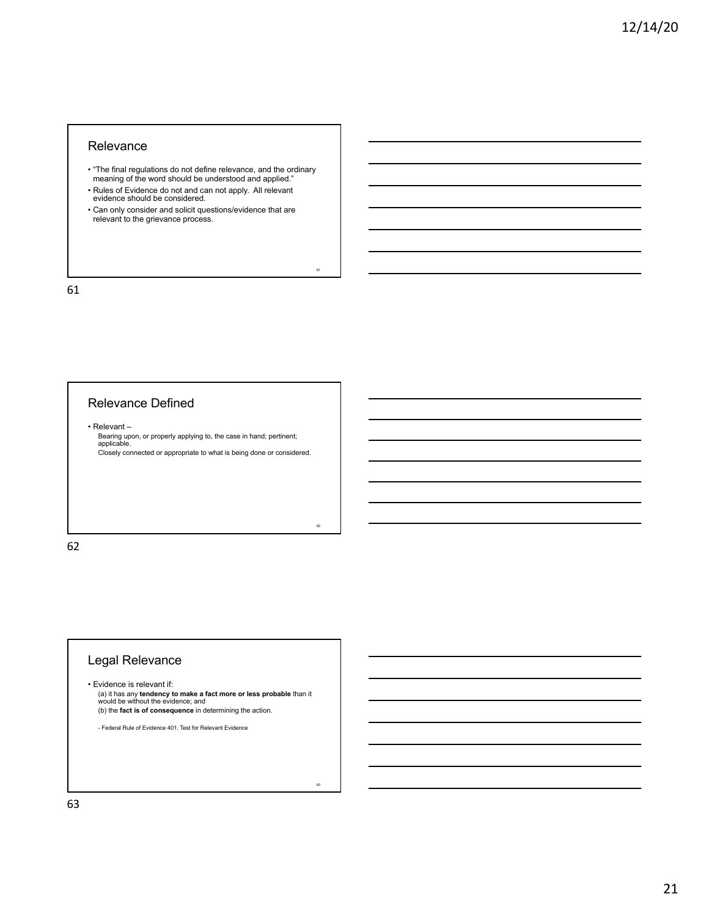## Relevance

- "The final regulations do not define relevance, and the ordinary meaning of the word should be understood and applied."
- Rules of Evidence do not and can not apply. All relevant evidence should be considered.
- Can only consider and solicit questions/evidence that are relevant to the grievance process.

## Relevance Defined

- Relevant –

  Bearing upon, or properly applying to, the case in hand; pertinent; applicable.

  Closely connected or appropriate to what is being done or considered.

## Legal Relevance

- Evidence is relevant if:

  (a) it has any **tendency to make a fact more or less probable** than it would be without the evidence; and

  (b) the **fact is of consequence** in determining the action.

  - Federal Rule of Evidence 401. Test for Relevant Evidence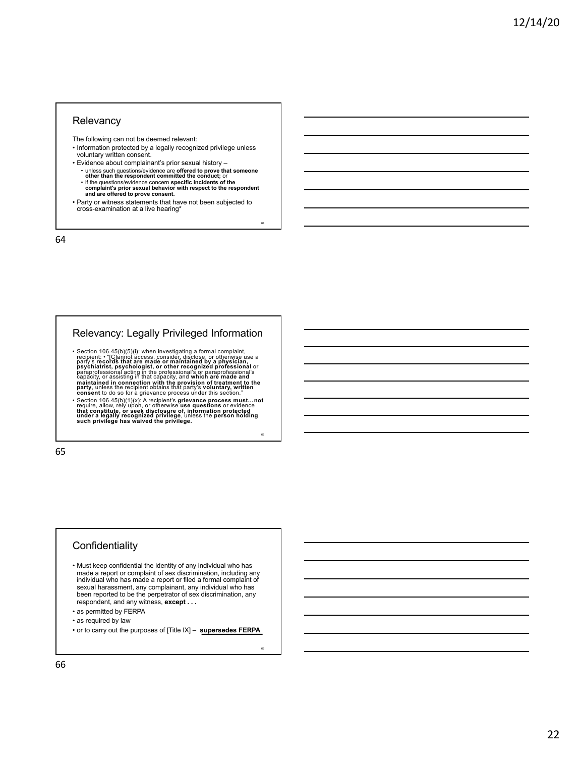## Relevancy

The following can not be deemed relevant:

- Information protected by a legally recognized privilege unless voluntary written consent.
- Evidence about complainant's prior sexual history –
  - unless such questions/evidence are **offered to prove that someone other than the respondent committed the conduct;** or
  - if the questions/evidence concern **specific incidents of the complaint's prior sexual behavior with respect to the respondent and are offered to prove consent.**
- Party or witness statements that have not been subjected to cross-examination at a live hearing*

## Relevancy: Legally Privileged Information

- Section 106.45(b)(5)(i): when investigating a formal complaint, recipient: • "[C]annot access, consider, disclose, or otherwise use a party's **records that are made or maintained by a physician, psychiatrist, psychologist, or other recognized professional** or paraprofessional acting in the professional's or paraprofessional's capacity, or assisting in that capacity, and **which are made and maintained in connection with the provision of treatment to the party**, unless the recipient obtains that party's **voluntary, written consent** to do so for a grievance process under this section."
- Section 106.45(b)(1)(x): A recipient's **grievance process must…not** require, allow, rely upon, or otherwise **use questions** or evidence **that constitute, or seek disclosure of, information protected under a legally recognized privilege**, unless the **person holding such privilege has waived the privilege.**

## Confidentiality

- Must keep confidential the identity of any individual who has made a report or complaint of sex discrimination, including any individual who has made a report or filed a formal complaint of sexual harassment, any complainant, any individual who has been reported to be the perpetrator of sex discrimination, any respondent, and any witness, **except . . .**
- as permitted by FERPA
- as required by law
- or to carry out the purposes of [Title IX] – **supersedes FERPA**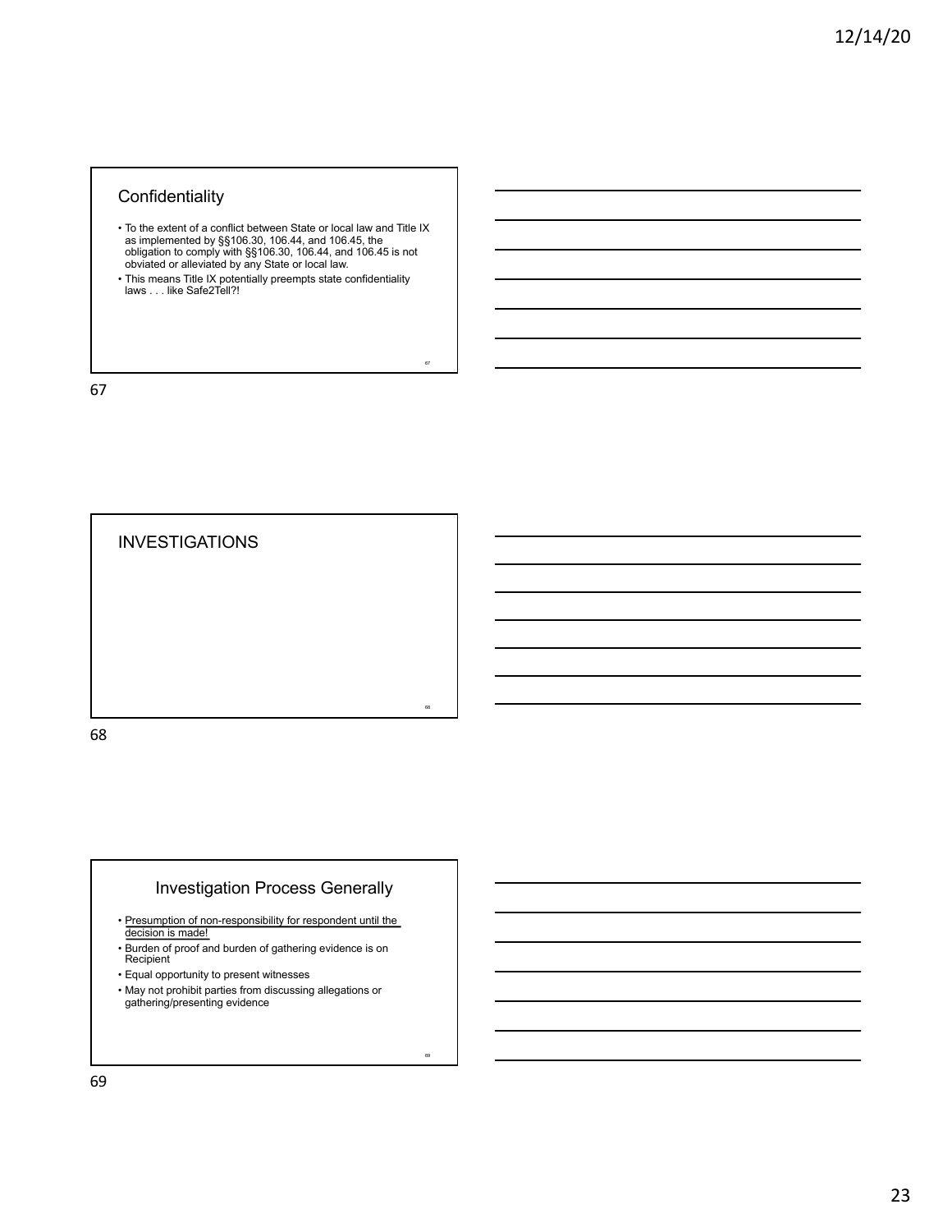## Confidentiality

- To the extent of a conflict between State or local law and Title IX as implemented by §§106.30, 106.44, and 106.45, the obligation to comply with §§106.30, 106.44, and 106.45 is not obviated or alleviated by any State or local law.
- This means Title IX potentially preempts state confidentiality laws . . . like Safe2Tell?!

## INVESTIGATIONS

## Investigation Process Generally

- Presumption of non-responsibility for respondent until the decision is made!
- Burden of proof and burden of gathering evidence is on Recipient
- Equal opportunity to present witnesses
- May not prohibit parties from discussing allegations or gathering/presenting evidence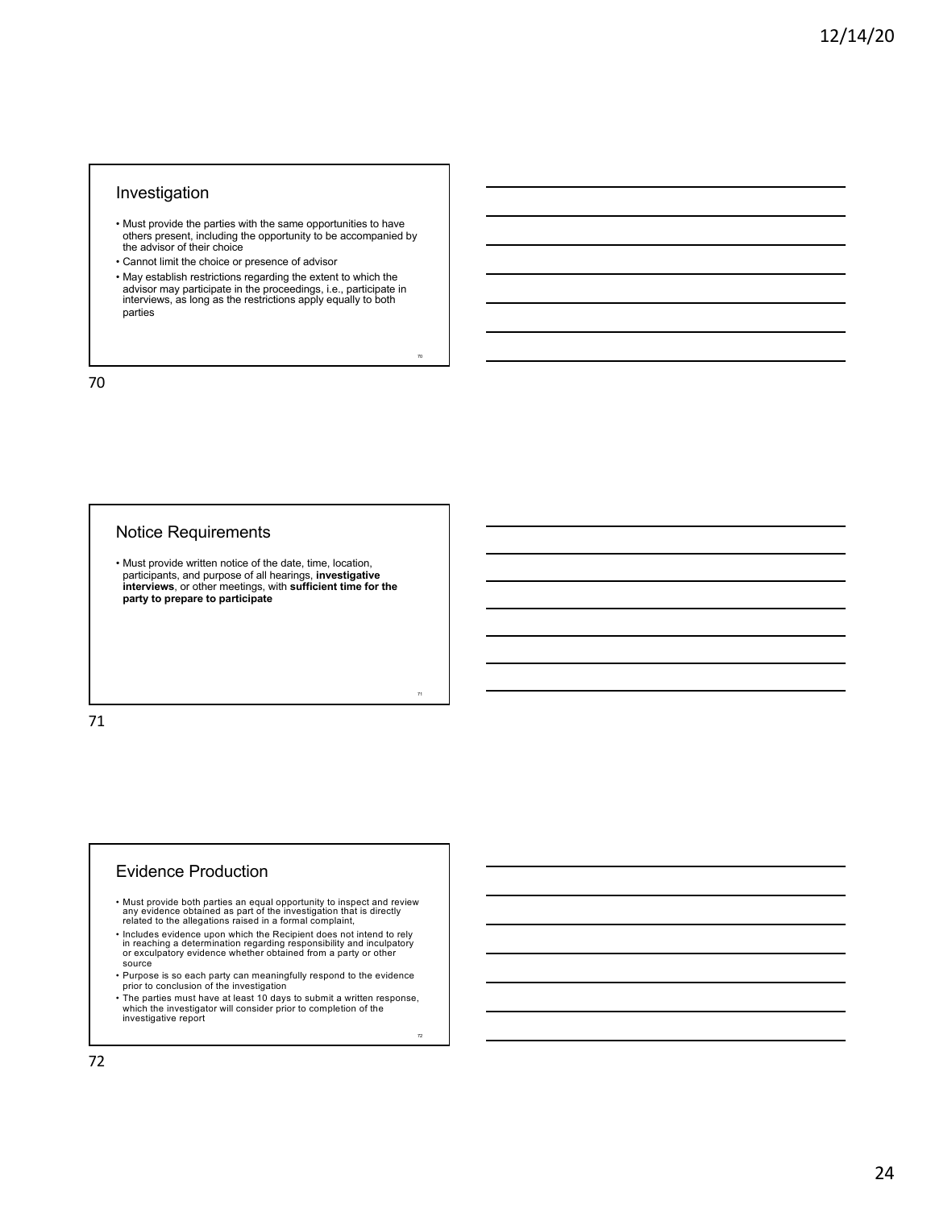## Investigation

- Must provide the parties with the same opportunities to have others present, including the opportunity to be accompanied by the advisor of their choice
- Cannot limit the choice or presence of advisor
- May establish restrictions regarding the extent to which the advisor may participate in the proceedings, i.e., participate in interviews, as long as the restrictions apply equally to both parties

## Notice Requirements

- Must provide written notice of the date, time, location, participants, and purpose of all hearings, **investigative interviews**, or other meetings, with **sufficient time for the party to prepare to participate**

## Evidence Production

- Must provide both parties an equal opportunity to inspect and review any evidence obtained as part of the investigation that is directly related to the allegations raised in a formal complaint,
- Includes evidence upon which the Recipient does not intend to rely in reaching a determination regarding responsibility and inculpatory or exculpatory evidence whether obtained from a party or other source
- Purpose is so each party can meaningfully respond to the evidence prior to conclusion of the investigation
- The parties must have at least 10 days to submit a written response, which the investigator will consider prior to completion of the investigative report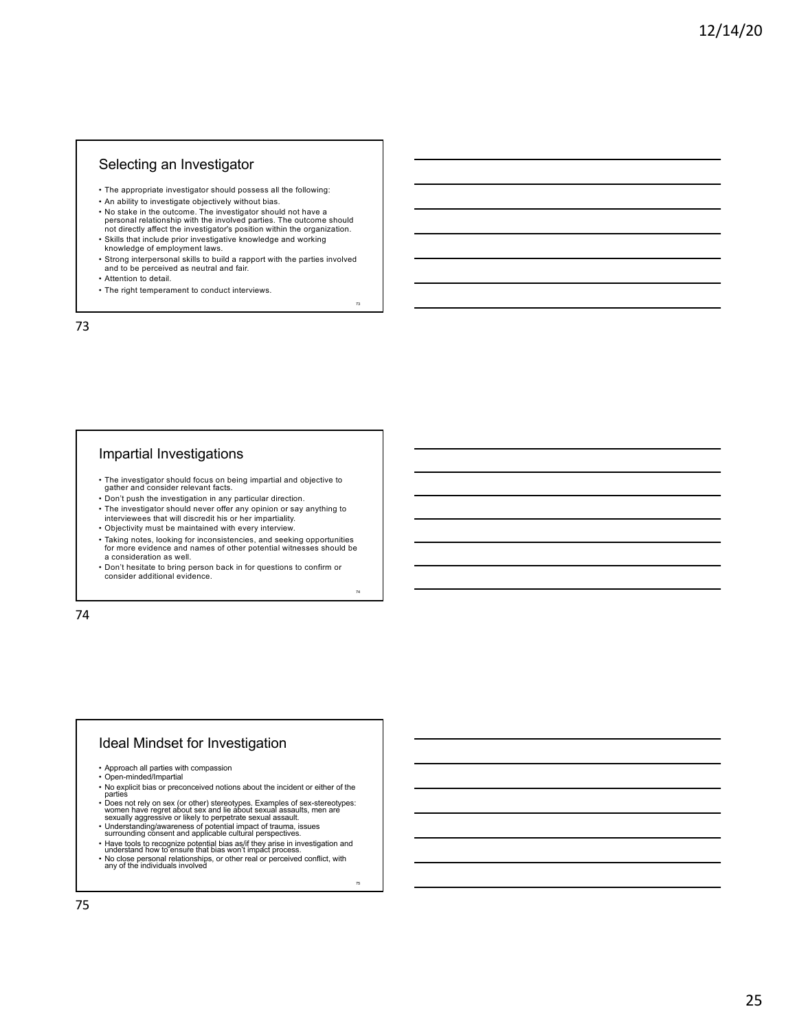## Selecting an Investigator

- The appropriate investigator should possess all the following:
- An ability to investigate objectively without bias.
- No stake in the outcome. The investigator should not have a personal relationship with the involved parties. The outcome should not directly affect the investigator's position within the organization.
- Skills that include prior investigative knowledge and working knowledge of employment laws.
- Strong interpersonal skills to build a rapport with the parties involved and to be perceived as neutral and fair.
- Attention to detail.
- The right temperament to conduct interviews.

## Impartial Investigations

- The investigator should focus on being impartial and objective to gather and consider relevant facts.
- Don't push the investigation in any particular direction.
- The investigator should never offer any opinion or say anything to interviewees that will discredit his or her impartiality.
- Objectivity must be maintained with every interview.
- Taking notes, looking for inconsistencies, and seeking opportunities for more evidence and names of other potential witnesses should be a consideration as well.
- Don't hesitate to bring person back in for questions to confirm or consider additional evidence.

## Ideal Mindset for Investigation

- Approach all parties with compassion
- Open-minded/Impartial
- No explicit bias or preconceived notions about the incident or either of the parties
- Does not rely on sex (or other) stereotypes. Examples of sex-stereotypes: women have regret about sex and lie about sexual assaults, men are sexually aggressive or likely to perpetrate sexual assault.
- Understanding/awareness of potential impact of trauma, issues surrounding consent and applicable cultural perspectives.
- Have tools to recognize potential bias as/if they arise in investigation and understand how to ensure that bias won't impact process.
- No close personal relationships, or other real or perceived conflict, with any of the individuals involved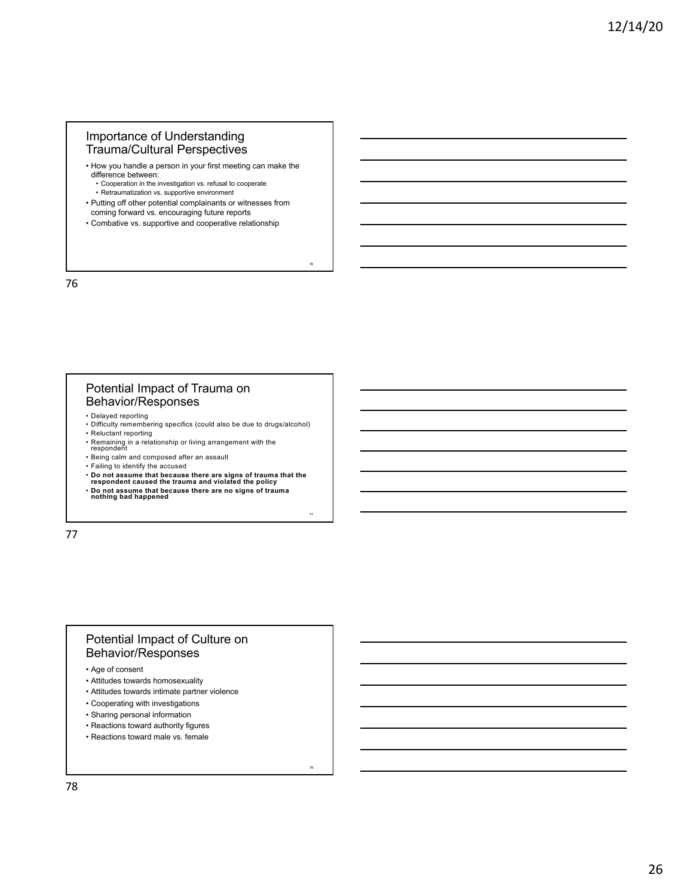## Importance of Understanding Trauma/Cultural Perspectives

- How you handle a person in your first meeting can make the difference between:
  - Cooperation in the investigation vs. refusal to cooperate
  - Retraumatization vs. supportive environment
- Putting off other potential complainants or witnesses from coming forward vs. encouraging future reports
- Combative vs. supportive and cooperative relationship

## Potential Impact of Trauma on Behavior/Responses

- Delayed reporting
- Difficulty remembering specifics (could also be due to drugs/alcohol)
- Reluctant reporting
- Remaining in a relationship or living arrangement with the respondent
- Being calm and composed after an assault
- Failing to identify the accused
- **Do not assume that because there are signs of trauma that the respondent caused the trauma and violated the policy**
- **Do not assume that because there are no signs of trauma nothing bad happened**

## Potential Impact of Culture on Behavior/Responses

- Age of consent
- Attitudes towards homosexuality
- Attitudes towards intimate partner violence
- Cooperating with investigations
- Sharing personal information
- Reactions toward authority figures
- Reactions toward male vs. female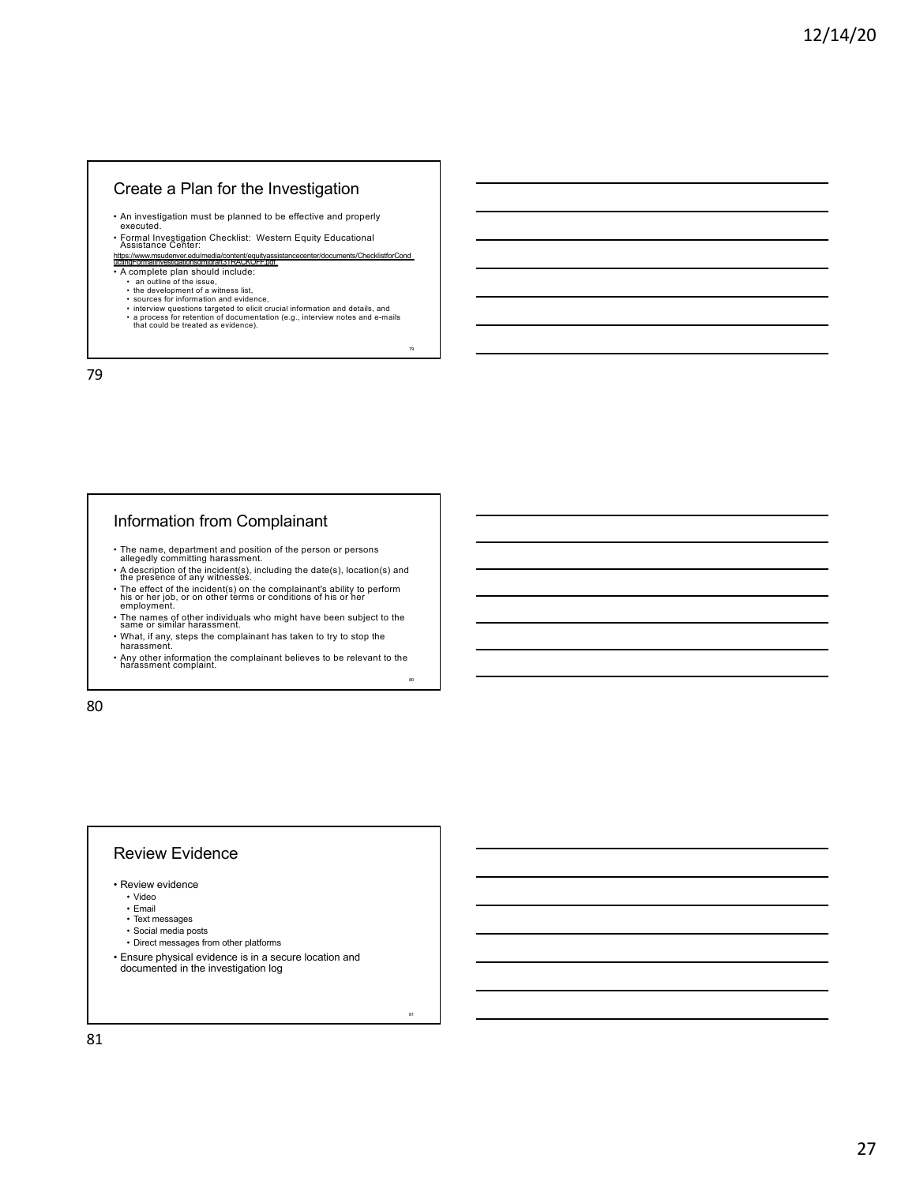## Create a Plan for the Investigation

- An investigation must be planned to be effective and properly executed.
- Formal Investigation Checklist: Western Equity Educational Assistance Center: https://www.msudenver.edu/media/content/equityassistancecenter/documents/ChecklistforConductingFormalInvestigationsofHarassmentFACKOFF.pdf
- A complete plan should include:
  - an outline of the issue,
  - the development of a witness list,
  - sources for information and evidence,
  - interview questions targeted to elicit crucial information and details, and
  - a process for retention of documentation (e.g., interview notes and e-mails that could be treated as evidence).

## Information from Complainant

- The name, department and position of the person or persons allegedly committing harassment.
- A description of the incident(s), including the date(s), location(s) and the presence of any witnesses.
- The effect of the incident(s) on the complainant's ability to perform his or her job, or on other terms or conditions of his or her employment.
- The names of other individuals who might have been subject to the same or similar harassment.
- What, if any, steps the complainant has taken to try to stop the harassment.
- Any other information the complainant believes to be relevant to the harassment complaint.

## Review Evidence

- Review evidence
  - Video
  - Email
  - Text messages
  - Social media posts
  - Direct messages from other platforms
- Ensure physical evidence is in a secure location and documented in the investigation log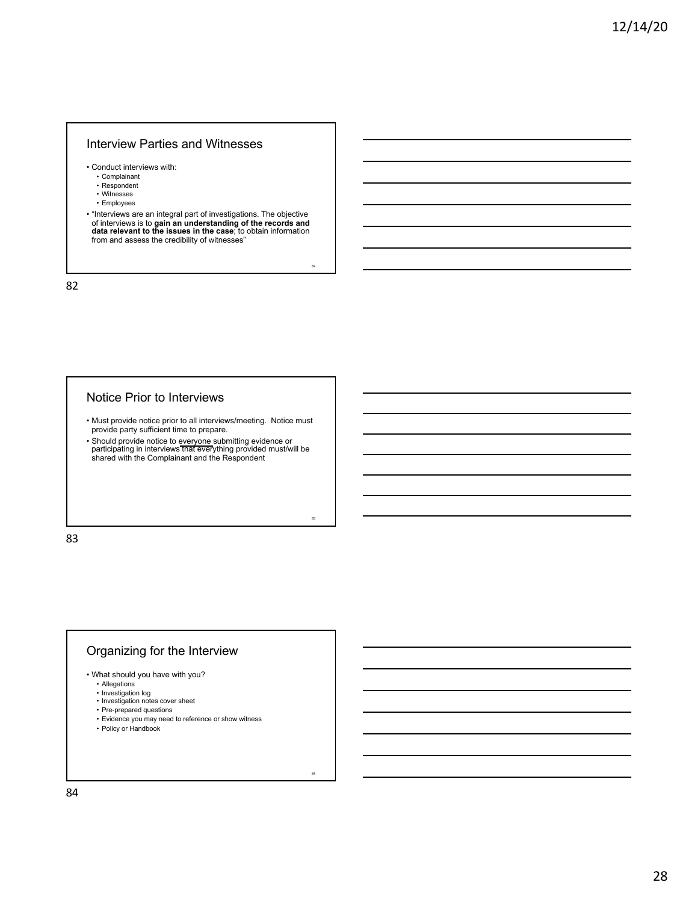## Interview Parties and Witnesses

- Conduct interviews with:
  - Complainant
  - Respondent
  - Witnesses
  - Employees
- "Interviews are an integral part of investigations. The objective of interviews is to **gain an understanding of the records and data relevant to the issues in the case**; to obtain information from and assess the credibility of witnesses"

## Notice Prior to Interviews

- Must provide notice prior to all interviews/meeting. Notice must provide party sufficient time to prepare.
- Should provide notice to everyone submitting evidence or participating in interviews that everything provided must/will be shared with the Complainant and the Respondent

## Organizing for the Interview

- What should you have with you?
  - Allegations
  - Investigation log
  - Investigation notes cover sheet
  - Pre-prepared questions
  - Evidence you may need to reference or show witness
  - Policy or Handbook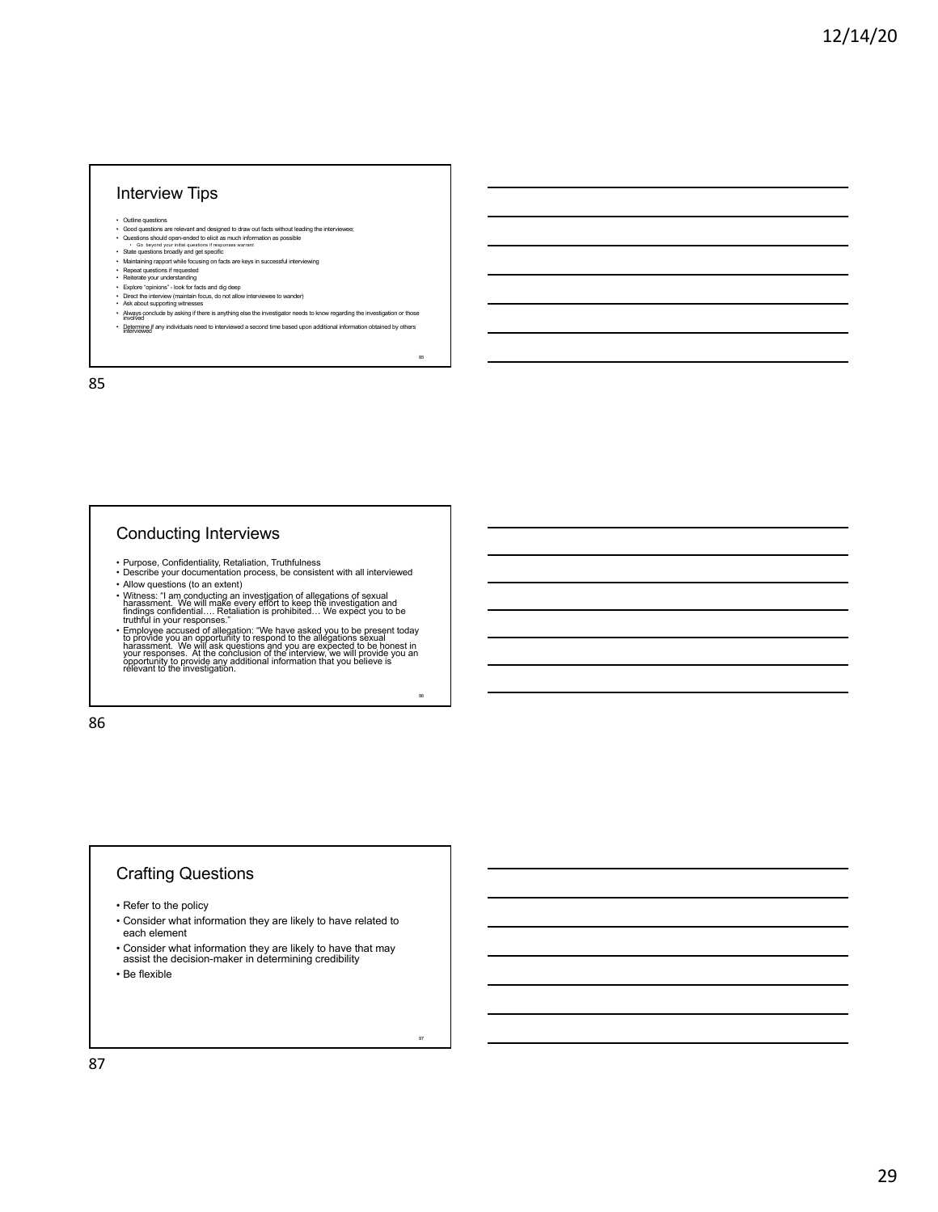## Interview Tips

- Outline questions
- Good questions are relevant and designed to draw out facts without leading the interviewee;
- Questions should open-ended to elicit as much information as possible
  - Go beyond your initial questions if responses warrant
- State questions broadly and get specific
- Maintaining rapport while focusing on facts are keys in successful interviewing
- Repeat questions if requested
- Reiterate your understanding
- Explore "opinions" - look for facts and dig deep
- Direct the interview (maintain focus, do not allow interviewee to wander)
- Ask about supporting witnesses
- Always conclude by asking if there is anything else the investigator needs to know regarding the investigation or those involved
- Determine if any individuals need to interviewed a second time based upon additional information obtained by others interviewed

## Conducting Interviews

- Purpose, Confidentiality, Retaliation, Truthfulness
- Describe your documentation process, be consistent with all interviewed
- Allow questions (to an extent)
- Witness: "I am conducting an investigation of allegations of sexual harassment. We will make every effort to keep the investigation and findings confidential…. Retaliation is prohibited… We expect you to be truthful in your responses."
- Employee accused of allegation: "We have asked you to be present today to provide you an opportunity to respond to the allegations sexual harassment. We will ask questions and you are expected to be honest in your responses. At the conclusion of the interview, we will provide you an opportunity to provide any additional information that you believe is relevant to the investigation.

## Crafting Questions

- Refer to the policy
- Consider what information they are likely to have related to each element
- Consider what information they are likely to have that may assist the decision-maker in determining credibility
- Be flexible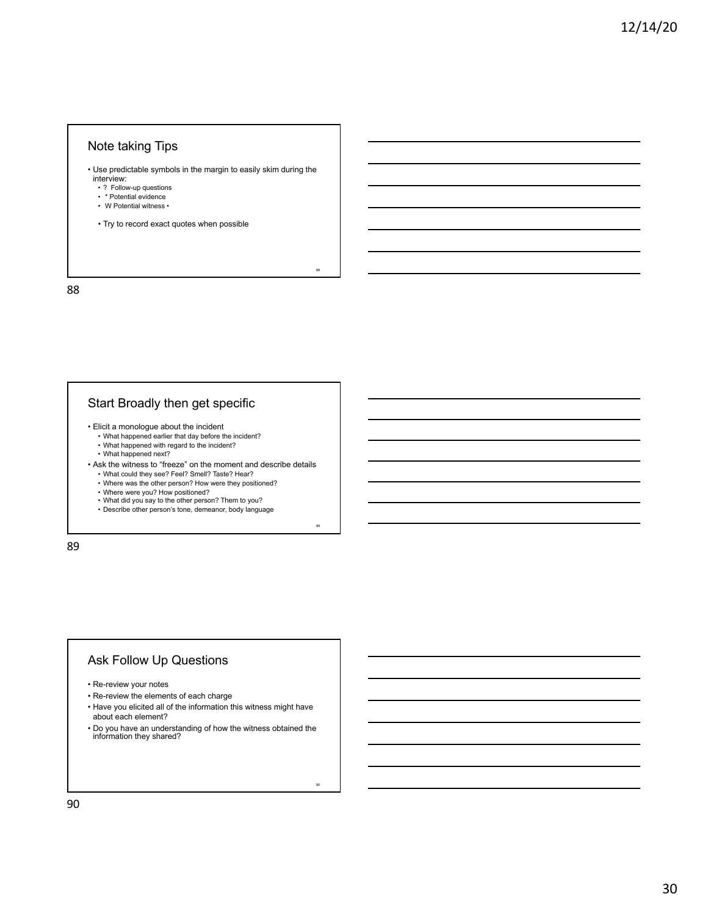## Note taking Tips

- Use predictable symbols in the margin to easily skim during the interview:
  - ? Follow-up questions
  - * Potential evidence
  - W Potential witness •
  - Try to record exact quotes when possible

## Start Broadly then get specific

- Elicit a monologue about the incident
  - What happened earlier that day before the incident?
  - What happened with regard to the incident?
  - What happened next?
- Ask the witness to "freeze" on the moment and describe details
  - What could they see? Feel? Smell? Taste? Hear?
  - Where was the other person? How were they positioned?
  - Where were you? How positioned?
  - What did you say to the other person? Them to you?
  - Describe other person's tone, demeanor, body language

## Ask Follow Up Questions

- Re-review your notes
- Re-review the elements of each charge
- Have you elicited all of the information this witness might have about each element?
- Do you have an understanding of how the witness obtained the information they shared?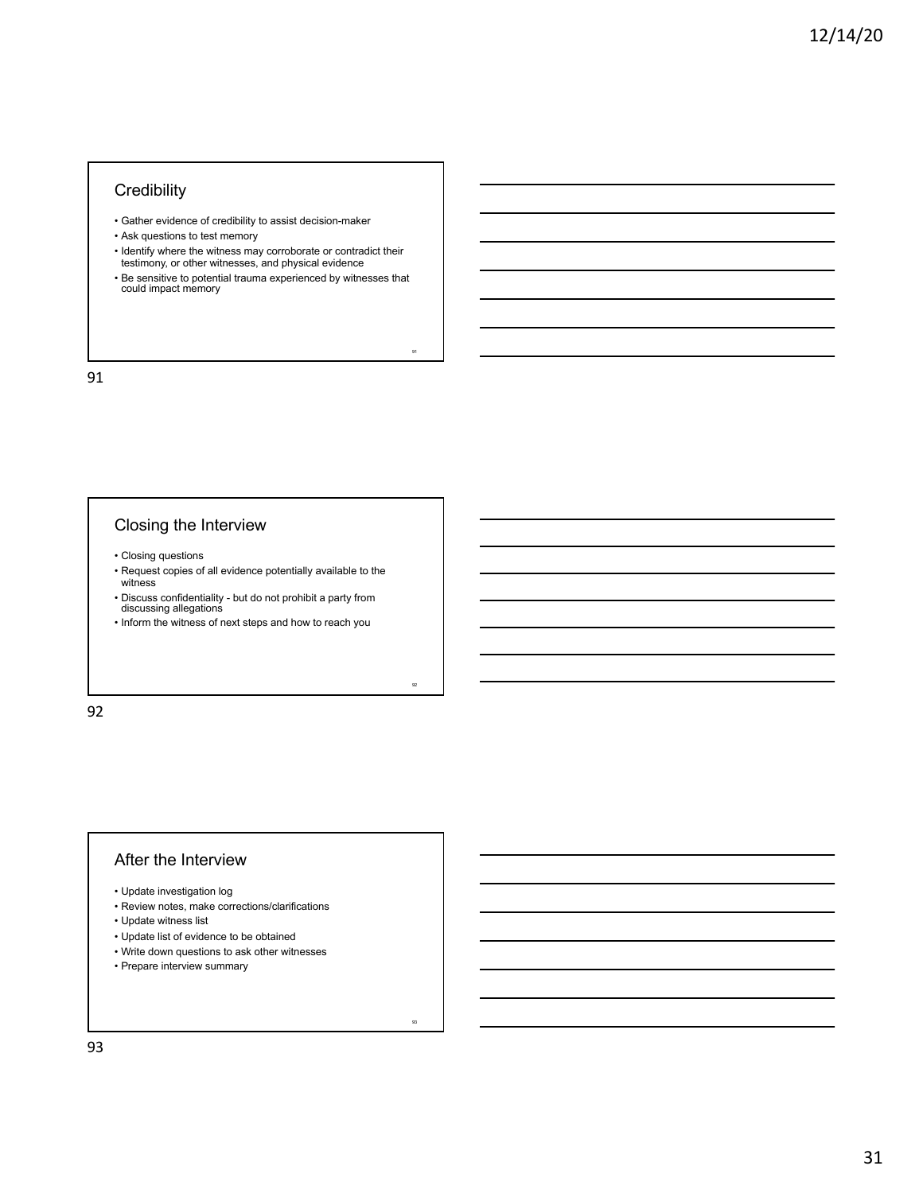## Credibility

- Gather evidence of credibility to assist decision-maker
- Ask questions to test memory
- Identify where the witness may corroborate or contradict their testimony, or other witnesses, and physical evidence
- Be sensitive to potential trauma experienced by witnesses that could impact memory

## Closing the Interview

- Closing questions
- Request copies of all evidence potentially available to the witness
- Discuss confidentiality - but do not prohibit a party from discussing allegations
- Inform the witness of next steps and how to reach you

## After the Interview

- Update investigation log
- Review notes, make corrections/clarifications
- Update witness list
- Update list of evidence to be obtained
- Write down questions to ask other witnesses
- Prepare interview summary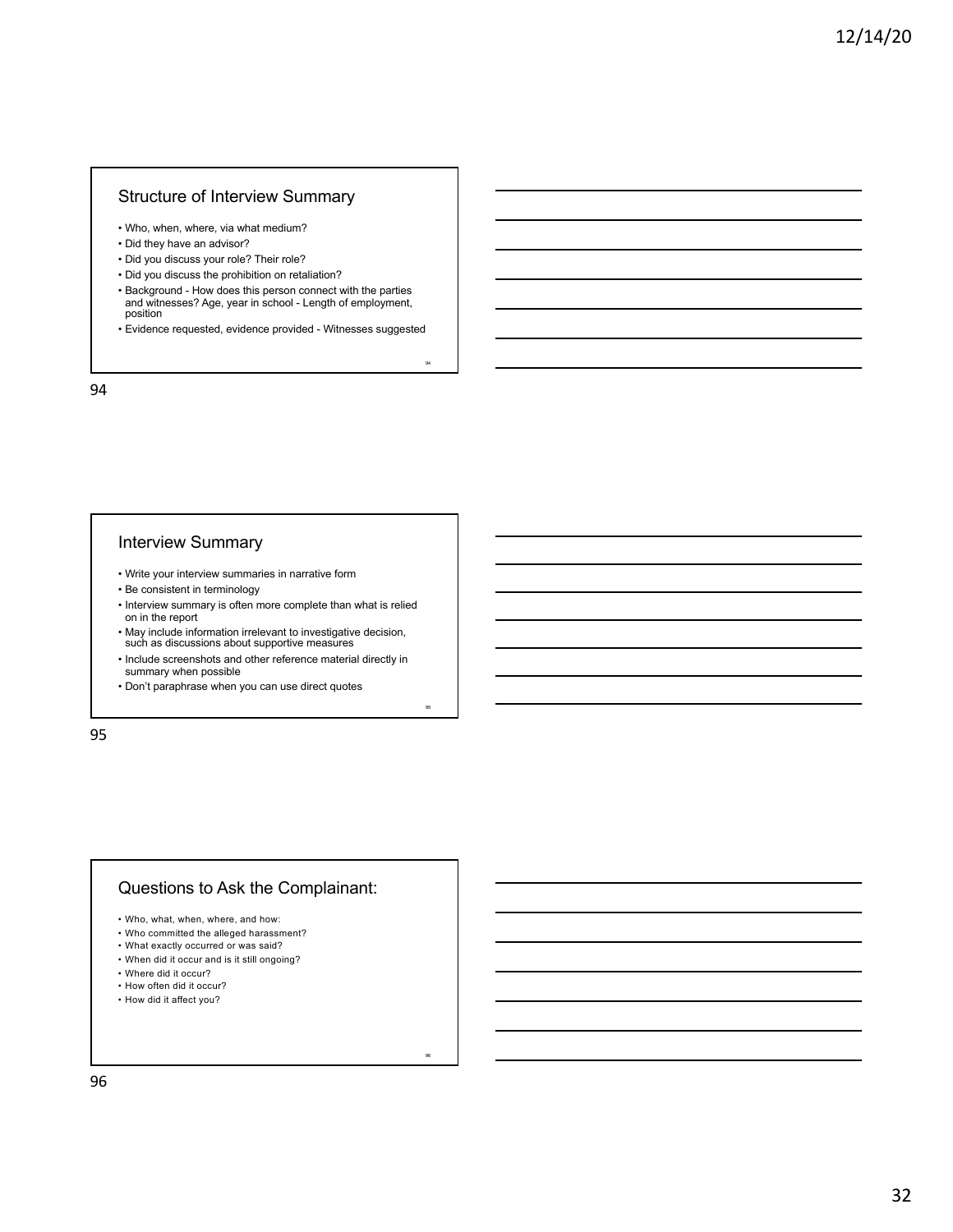## Structure of Interview Summary

- Who, when, where, via what medium?
- Did they have an advisor?
- Did you discuss your role? Their role?
- Did you discuss the prohibition on retaliation?
- Background - How does this person connect with the parties and witnesses? Age, year in school - Length of employment, position
- Evidence requested, evidence provided - Witnesses suggested

## Interview Summary

- Write your interview summaries in narrative form
- Be consistent in terminology
- Interview summary is often more complete than what is relied on in the report
- May include information irrelevant to investigative decision, such as discussions about supportive measures
- Include screenshots and other reference material directly in summary when possible
- Don't paraphrase when you can use direct quotes

## Questions to Ask the Complainant:

- Who, what, when, where, and how:
- Who committed the alleged harassment?
- What exactly occurred or was said?
- When did it occur and is it still ongoing?
- Where did it occur?
- How often did it occur?
- How did it affect you?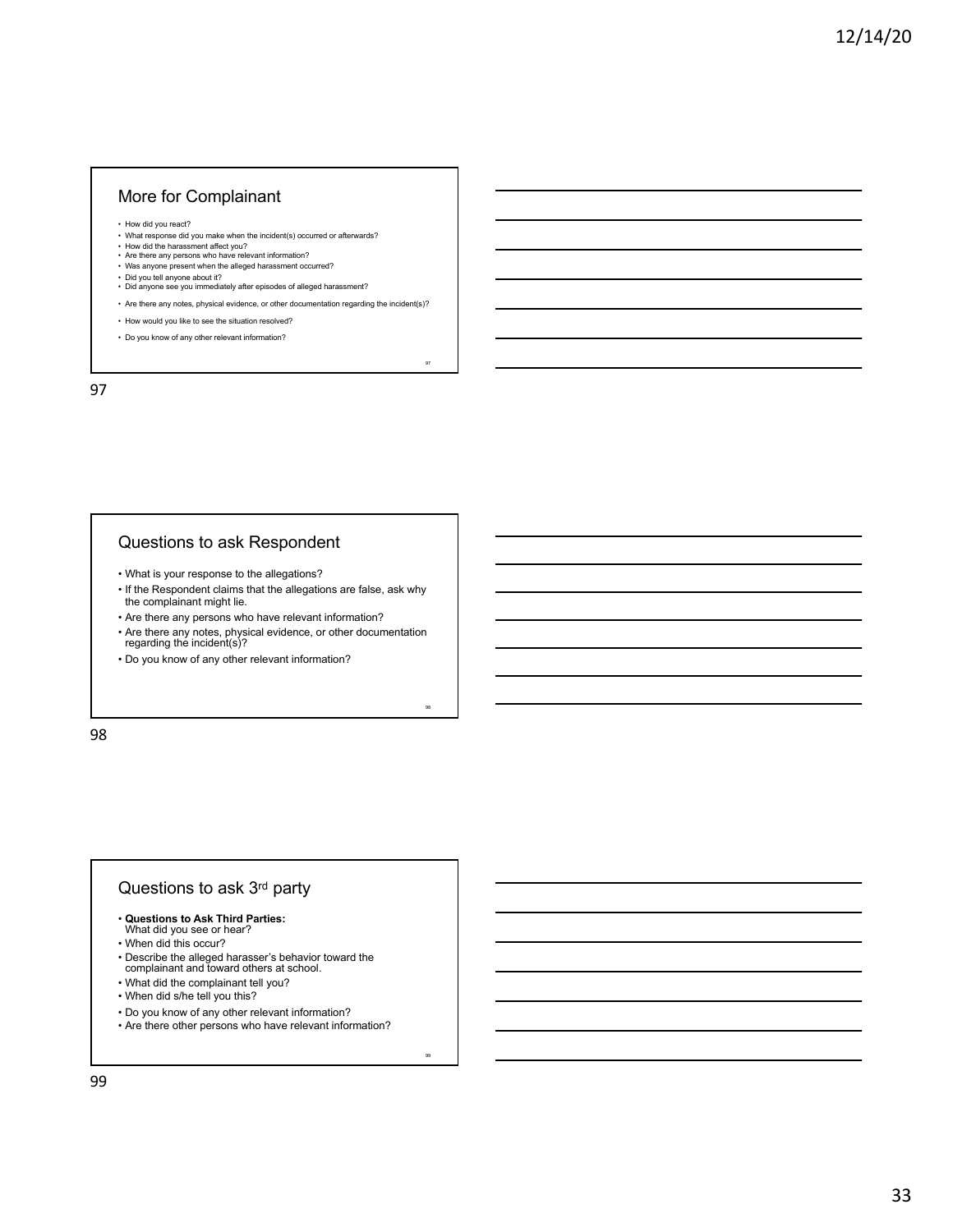## More for Complainant

- How did you react?
- What response did you make when the incident(s) occurred or afterwards?
- How did the harassment affect you?
- Are there any persons who have relevant information?
- Was anyone present when the alleged harassment occurred?
- Did you tell anyone about it?
- Did anyone see you immediately after episodes of alleged harassment?
- Are there any notes, physical evidence, or other documentation regarding the incident(s)?
- How would you like to see the situation resolved?
- Do you know of any other relevant information?

## Questions to ask Respondent

- What is your response to the allegations?
- If the Respondent claims that the allegations are false, ask why the complainant might lie.
- Are there any persons who have relevant information?
- Are there any notes, physical evidence, or other documentation regarding the incident(s)?
- Do you know of any other relevant information?

## Questions to ask 3rd party

- **Questions to Ask Third Parties:** What did you see or hear?
- When did this occur?
- Describe the alleged harasser's behavior toward the complainant and toward others at school.
- What did the complainant tell you?
- When did s/he tell you this?
- Do you know of any other relevant information?
- Are there other persons who have relevant information?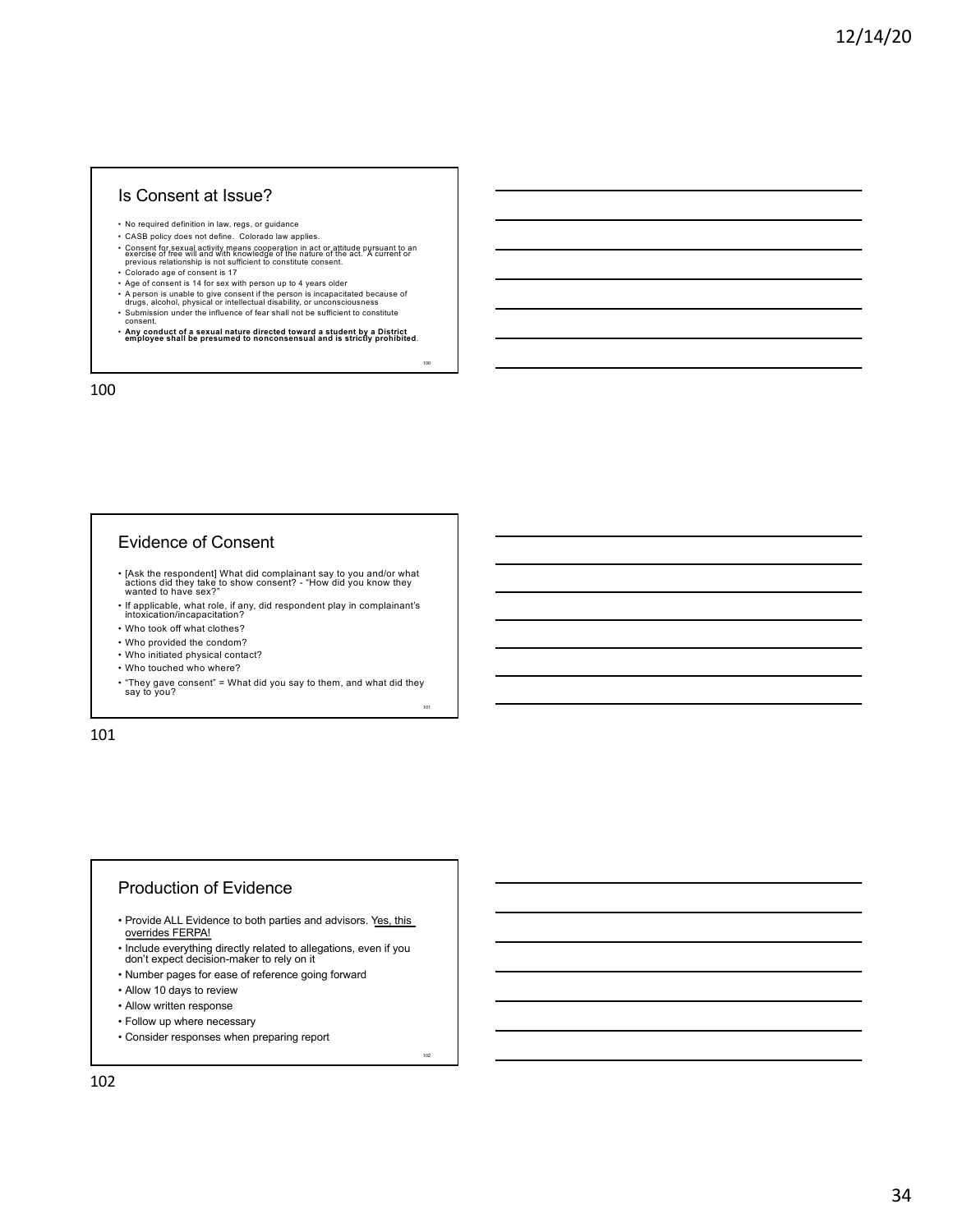## Is Consent at Issue?

- No required definition in law, regs, or guidance
- CASB policy does not define. Colorado law applies.
- Consent for sexual activity means cooperation in act or attitude pursuant to an exercise of free will and with knowledge of the nature of the act. A current or previous relationship is not sufficient to constitute consent.
- Colorado age of consent is 17
- Age of consent is 14 for sex with person up to 4 years older
- A person is unable to give consent if the person is incapacitated because of drugs, alcohol, physical or intellectual disability, or unconsciousness
- Submission under the influence of fear shall not be sufficient to constitute consent.
- **Any conduct of a sexual nature directed toward a student by a District employee shall be presumed to nonconsensual and is strictly prohibited**.

## Evidence of Consent

- [Ask the respondent] What did complainant say to you and/or what actions did they take to show consent? - "How did you know they wanted to have sex?"
- If applicable, what role, if any, did respondent play in complainant's intoxication/incapacitation?
- Who took off what clothes?
- Who provided the condom?
- Who initiated physical contact?
- Who touched who where?
- "They gave consent" = What did you say to them, and what did they say to you?

## Production of Evidence

- Provide ALL Evidence to both parties and advisors. Yes, this overrides FERPA!
- Include everything directly related to allegations, even if you don't expect decision-maker to rely on it
- Number pages for ease of reference going forward
- Allow 10 days to review
- Allow written response
- Follow up where necessary
- Consider responses when preparing report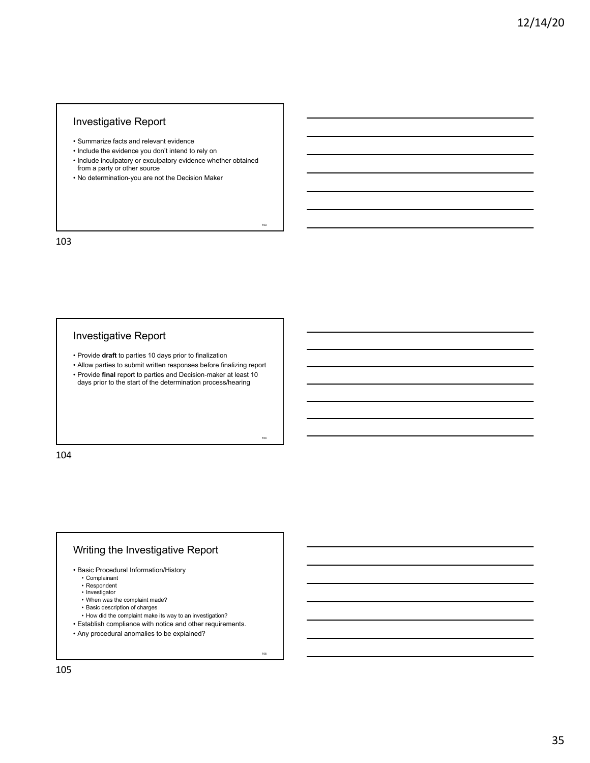## Investigative Report

- Summarize facts and relevant evidence
- Include the evidence you don't intend to rely on
- Include inculpatory or exculpatory evidence whether obtained from a party or other source
- No determination-you are not the Decision Maker

## Investigative Report

- Provide **draft** to parties 10 days prior to finalization
- Allow parties to submit written responses before finalizing report
- Provide **final** report to parties and Decision-maker at least 10 days prior to the start of the determination process/hearing

## Writing the Investigative Report

- Basic Procedural Information/History
  - Complainant
  - Respondent
  - Investigator
  - When was the complaint made?
  - Basic description of charges
  - How did the complaint make its way to an investigation?
- Establish compliance with notice and other requirements.
- Any procedural anomalies to be explained?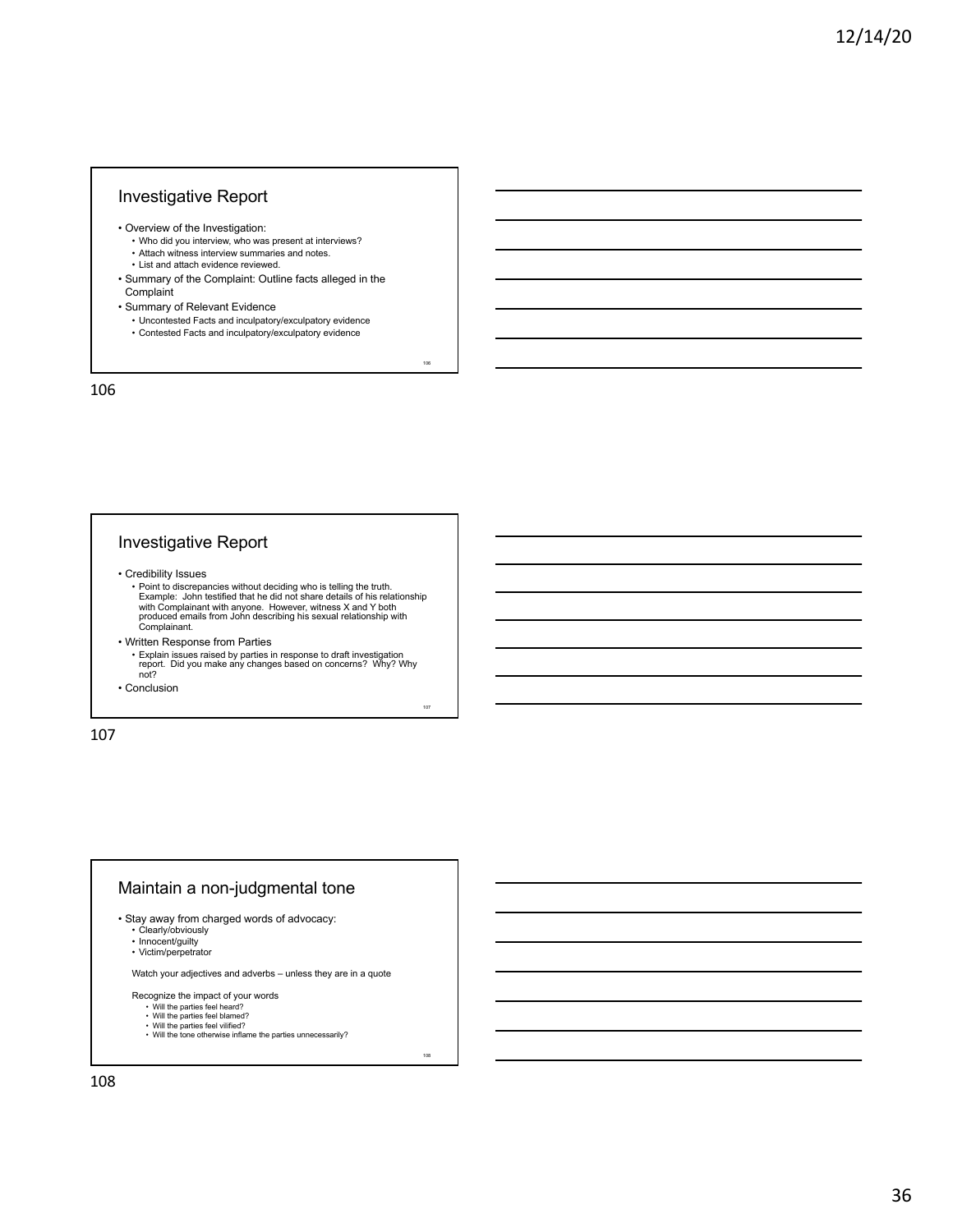## Investigative Report

- Overview of the Investigation:
  - Who did you interview, who was present at interviews?
  - Attach witness interview summaries and notes.
  - List and attach evidence reviewed.
- Summary of the Complaint: Outline facts alleged in the Complaint
- Summary of Relevant Evidence
  - Uncontested Facts and inculpatory/exculpatory evidence
  - Contested Facts and inculpatory/exculpatory evidence

## Investigative Report

- Credibility Issues
  - Point to discrepancies without deciding who is telling the truth. Example: John testified that he did not share details of his relationship with Complainant with anyone. However, witness X and Y both produced emails from John describing his sexual relationship with Complainant.
- Written Response from Parties
  - Explain issues raised by parties in response to draft investigation report. Did you make any changes based on concerns? Why? Why not?
- Conclusion

## Maintain a non-judgmental tone

- Stay away from charged words of advocacy:
  - Clearly/obviously
  - Innocent/guilty
  - Victim/perpetrator

Watch your adjectives and adverbs – unless they are in a quote

Recognize the impact of your words
- Will the parties feel heard?
- Will the parties feel blamed?
- Will the parties feel vilified?
- Will the tone otherwise inflame the parties unnecessarily?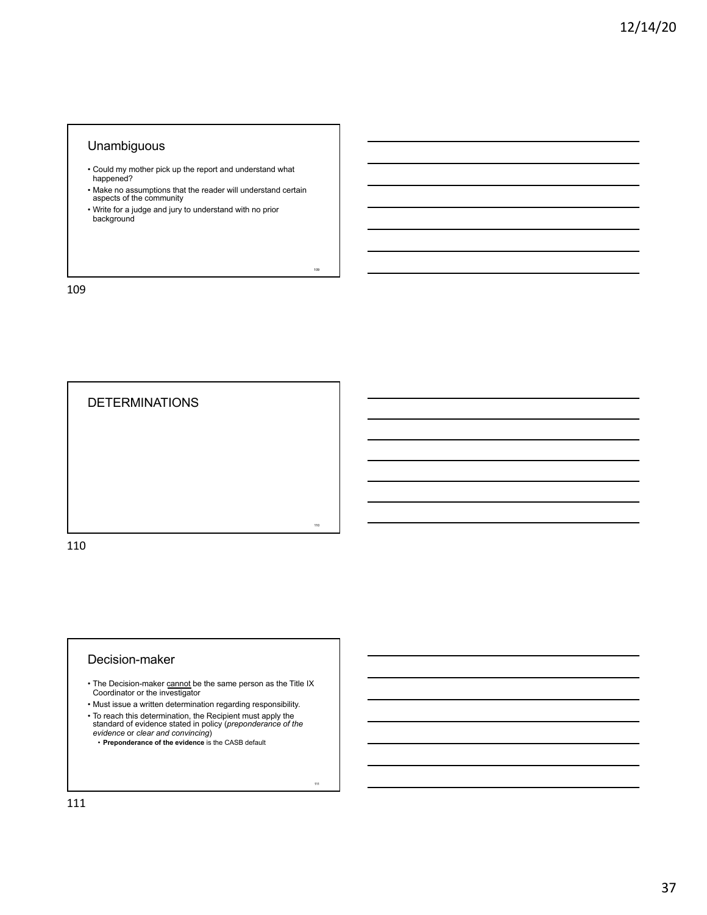## Unambiguous

- Could my mother pick up the report and understand what happened?
- Make no assumptions that the reader will understand certain aspects of the community
- Write for a judge and jury to understand with no prior background

## DETERMINATIONS

## Decision-maker

- The Decision-maker cannot be the same person as the Title IX Coordinator or the investigator
- Must issue a written determination regarding responsibility.
- To reach this determination, the Recipient must apply the standard of evidence stated in policy (*preponderance of the evidence* or *clear and convincing*)
  - **Preponderance of the evidence** is the CASB default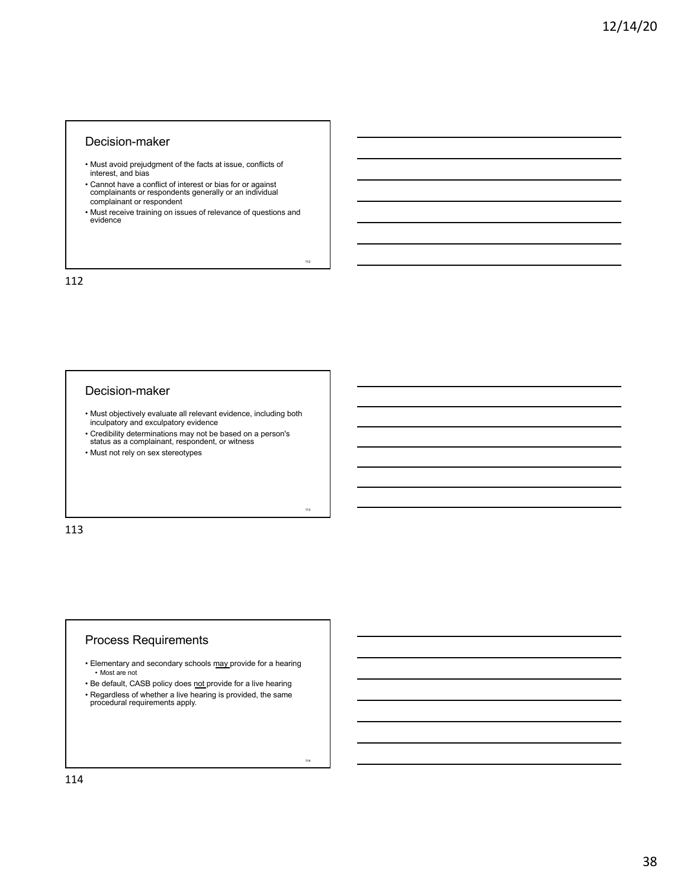## Decision-maker

- Must avoid prejudgment of the facts at issue, conflicts of interest, and bias
- Cannot have a conflict of interest or bias for or against complainants or respondents generally or an individual complainant or respondent
- Must receive training on issues of relevance of questions and evidence

## Decision-maker

- Must objectively evaluate all relevant evidence, including both inculpatory and exculpatory evidence
- Credibility determinations may not be based on a person's status as a complainant, respondent, or witness
- Must not rely on sex stereotypes

## Process Requirements

- Elementary and secondary schools may provide for a hearing
  - Most are not
- Be default, CASB policy does not provide for a live hearing
- Regardless of whether a live hearing is provided, the same procedural requirements apply.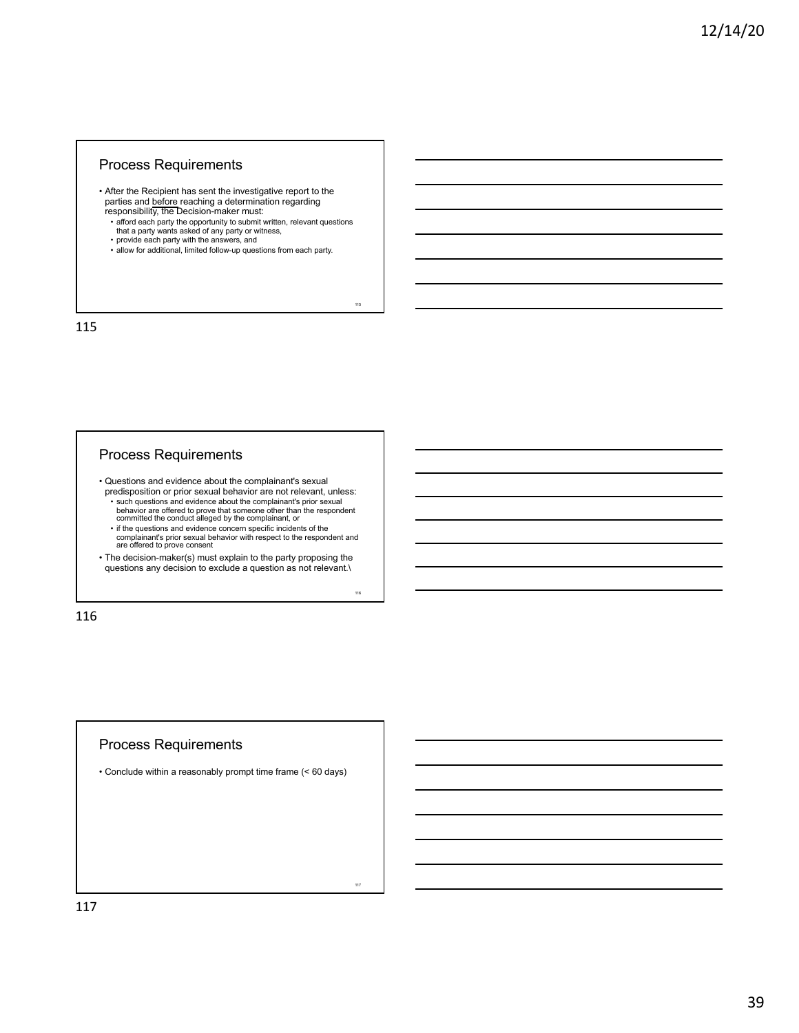## Process Requirements

- After the Recipient has sent the investigative report to the parties and before reaching a determination regarding responsibility, the Decision-maker must:
  - afford each party the opportunity to submit written, relevant questions that a party wants asked of any party or witness,
  - provide each party with the answers, and
  - allow for additional, limited follow-up questions from each party.

## Process Requirements

- Questions and evidence about the complainant's sexual predisposition or prior sexual behavior are not relevant, unless:
  - such questions and evidence about the complainant's prior sexual behavior are offered to prove that someone other than the respondent committed the conduct alleged by the complainant, or
  - if the questions and evidence concern specific incidents of the complainant's prior sexual behavior with respect to the respondent and are offered to prove consent
- The decision-maker(s) must explain to the party proposing the questions any decision to exclude a question as not relevant.\

## Process Requirements

- Conclude within a reasonably prompt time frame (< 60 days)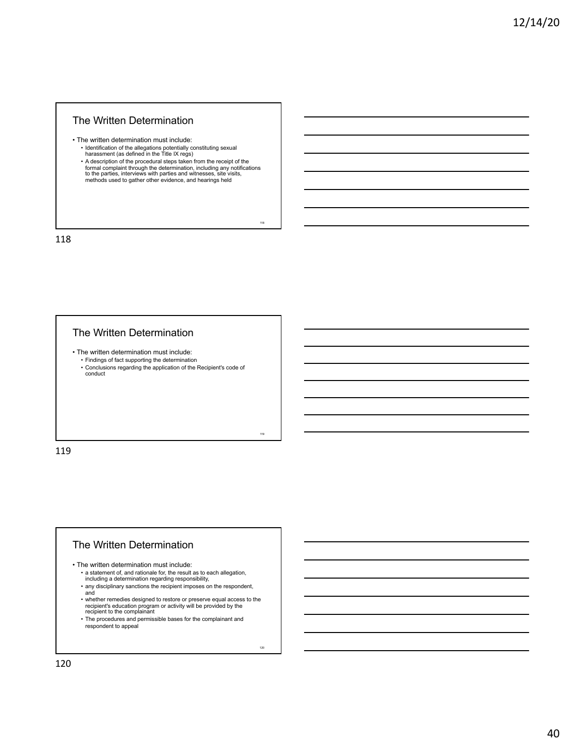## The Written Determination

- The written determination must include:
  - Identification of the allegations potentially constituting sexual harassment (as defined in the Title IX regs)
  - A description of the procedural steps taken from the receipt of the formal complaint through the determination, including any notifications to the parties, interviews with parties and witnesses, site visits, methods used to gather other evidence, and hearings held

## The Written Determination

- The written determination must include:
  - Findings of fact supporting the determination
  - Conclusions regarding the application of the Recipient's code of conduct

## The Written Determination

- The written determination must include:
  - a statement of, and rationale for, the result as to each allegation, including a determination regarding responsibility,
  - any disciplinary sanctions the recipient imposes on the respondent, and
  - whether remedies designed to restore or preserve equal access to the recipient's education program or activity will be provided by the recipient to the complainant
  - The procedures and permissible bases for the complainant and respondent to appeal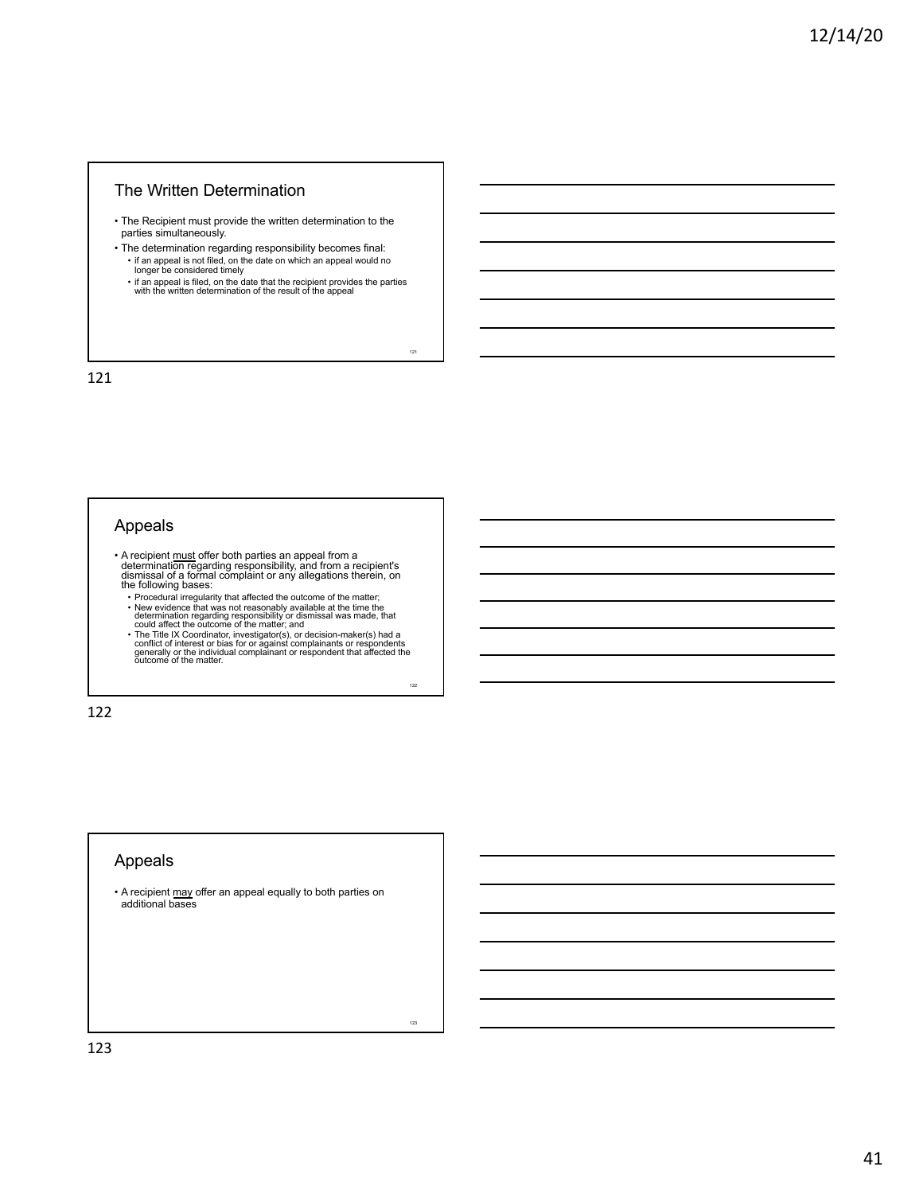## The Written Determination

- The Recipient must provide the written determination to the parties simultaneously.
- The determination regarding responsibility becomes final:
  - if an appeal is not filed, on the date on which an appeal would no longer be considered timely
  - if an appeal is filed, on the date that the recipient provides the parties with the written determination of the result of the appeal

## Appeals

- A recipient must offer both parties an appeal from a determination regarding responsibility, and from a recipient's dismissal of a formal complaint or any allegations therein, on the following bases:
  - Procedural irregularity that affected the outcome of the matter;
  - New evidence that was not reasonably available at the time the determination regarding responsibility or dismissal was made, that could affect the outcome of the matter; and
  - The Title IX Coordinator, investigator(s), or decision-maker(s) had a conflict of interest or bias for or against complainants or respondents generally or the individual complainant or respondent that affected the outcome of the matter.

## Appeals

- A recipient may offer an appeal equally to both parties on additional bases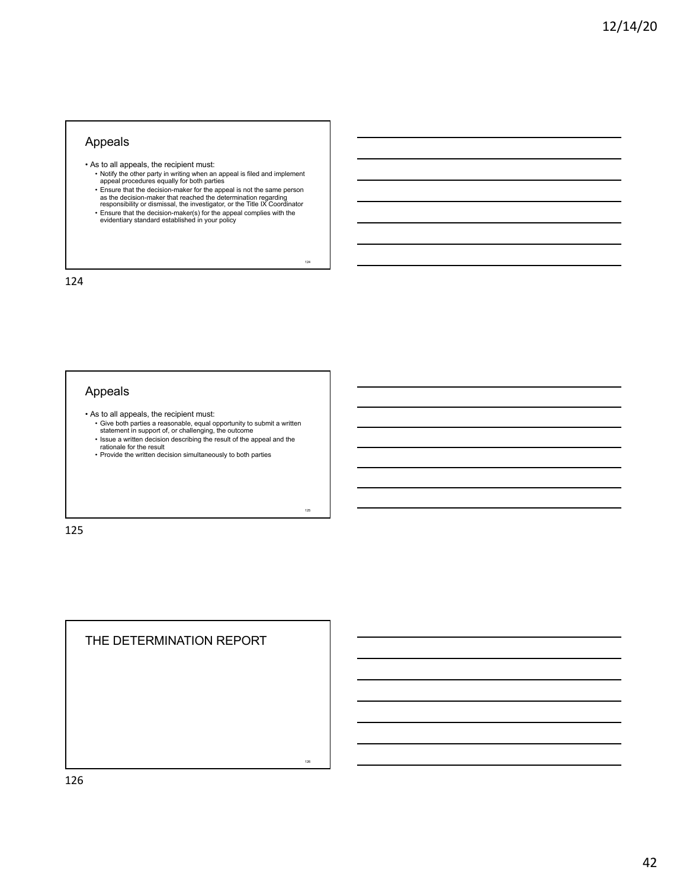## Appeals

- As to all appeals, the recipient must:
  - Notify the other party in writing when an appeal is filed and implement appeal procedures equally for both parties
  - Ensure that the decision-maker for the appeal is not the same person as the decision-maker that reached the determination regarding responsibility or dismissal, the investigator, or the Title IX Coordinator
  - Ensure that the decision-maker(s) for the appeal complies with the evidentiary standard established in your policy

## Appeals

- As to all appeals, the recipient must:
  - Give both parties a reasonable, equal opportunity to submit a written statement in support of, or challenging, the outcome
  - Issue a written decision describing the result of the appeal and the rationale for the result
  - Provide the written decision simultaneously to both parties

## THE DETERMINATION REPORT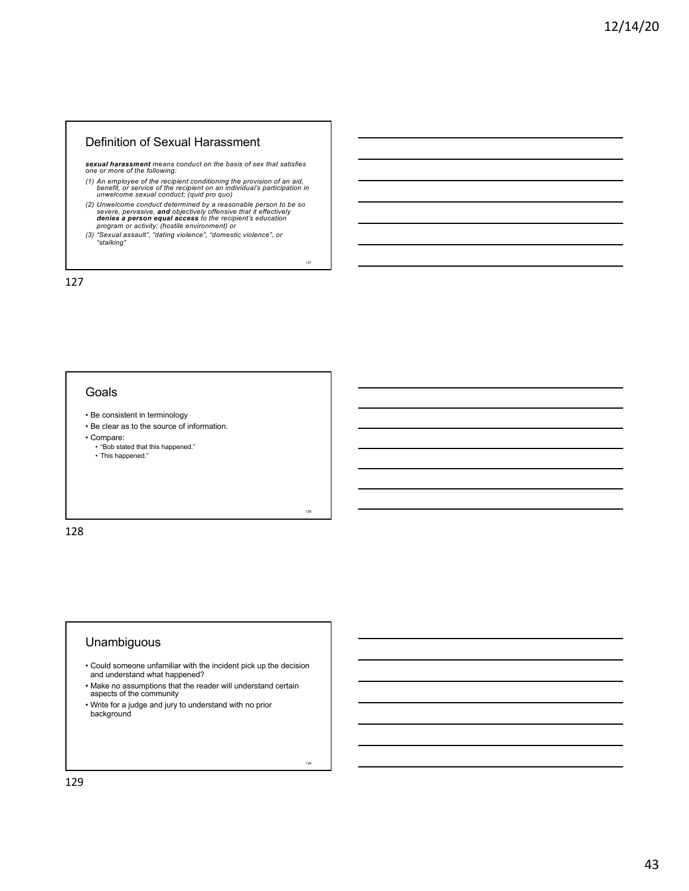## Definition of Sexual Harassment

***sexual harassment*** *means conduct on the basis of sex that satisfies one or more of the following:*

*(1) An employee of the recipient conditioning the provision of an aid, benefit, or service of the recipient on an individual's participation in unwelcome sexual conduct; (quid pro quo)*

*(2) Unwelcome conduct determined by a reasonable person to be so severe, pervasive,* ***and*** *objectively offensive that it effectively* ***denies a person equal access*** *to the recipient's education program or activity; (hostile environment) or*

*(3) "Sexual assault", "dating violence", "domestic violence", or "stalking"*

## Goals

- Be consistent in terminology
- Be clear as to the source of information.
- Compare:
  - "Bob stated that this happened."
  - This happened."

## Unambiguous

- Could someone unfamiliar with the incident pick up the decision and understand what happened?
- Make no assumptions that the reader will understand certain aspects of the community
- Write for a judge and jury to understand with no prior background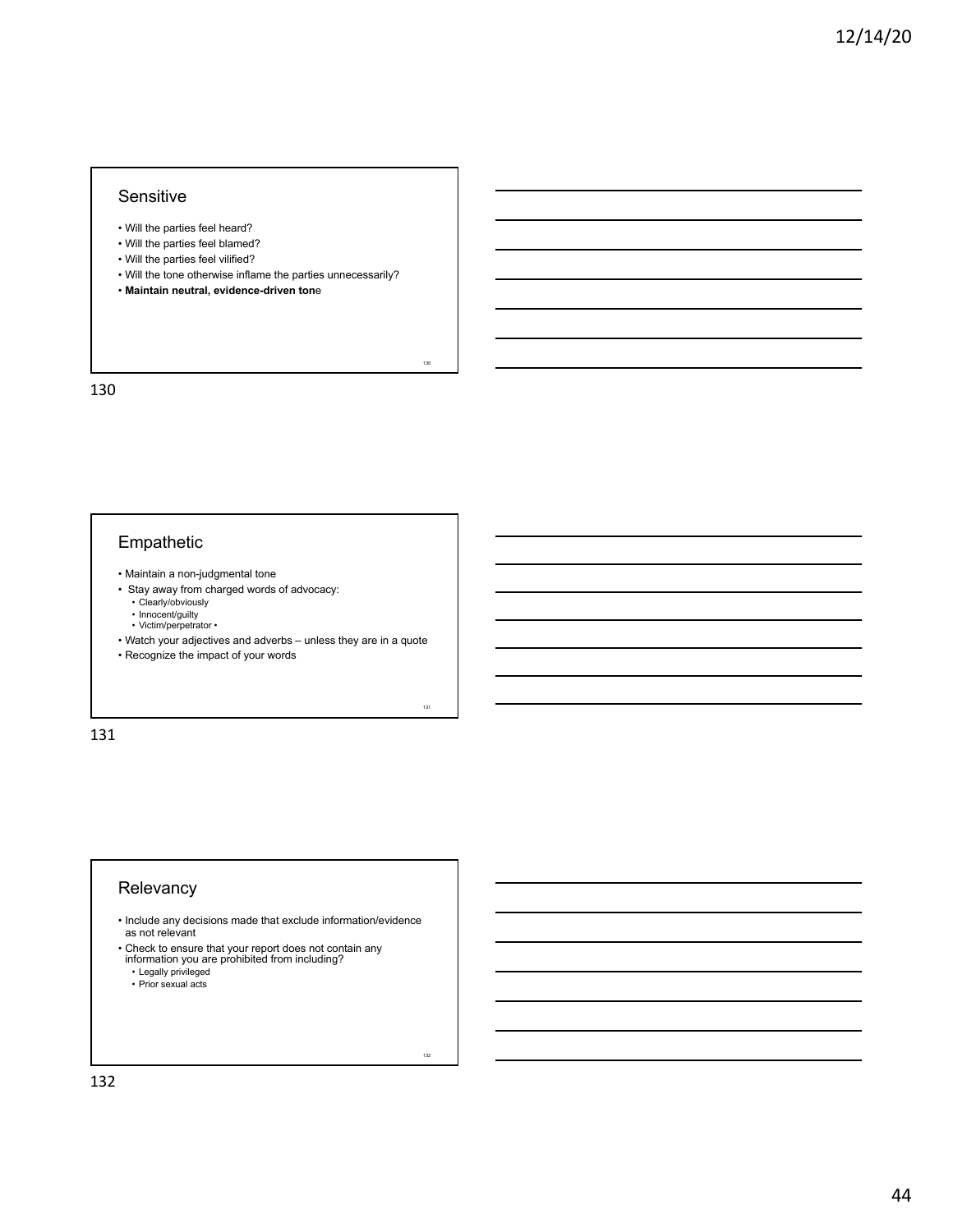## Sensitive

- Will the parties feel heard?
- Will the parties feel blamed?
- Will the parties feel vilified?
- Will the tone otherwise inflame the parties unnecessarily?
- **Maintain neutral, evidence-driven ton**e

## Empathetic

- Maintain a non-judgmental tone
- Stay away from charged words of advocacy:
  - Clearly/obviously
  - Innocent/guilty
  - Victim/perpetrator •
- Watch your adjectives and adverbs – unless they are in a quote
- Recognize the impact of your words

## Relevancy

- Include any decisions made that exclude information/evidence as not relevant
- Check to ensure that your report does not contain any information you are prohibited from including?
  - Legally privileged
  - Prior sexual acts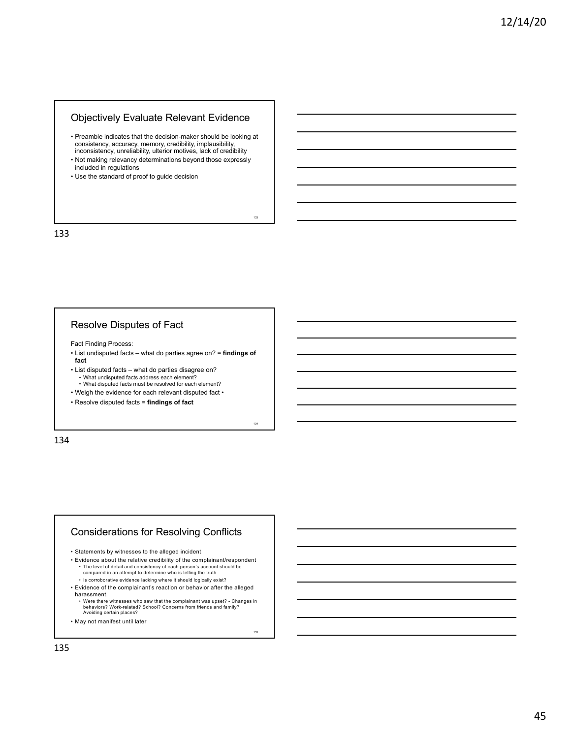## Objectively Evaluate Relevant Evidence

- Preamble indicates that the decision-maker should be looking at consistency, accuracy, memory, credibility, implausibility, inconsistency, unreliability, ulterior motives, lack of credibility
- Not making relevancy determinations beyond those expressly included in regulations
- Use the standard of proof to guide decision

## Resolve Disputes of Fact

Fact Finding Process:

- List undisputed facts – what do parties agree on? = **findings of fact**
- List disputed facts – what do parties disagree on?
  - What undisputed facts address each element?
  - What disputed facts must be resolved for each element?
- Weigh the evidence for each relevant disputed fact •
- Resolve disputed facts = **findings of fact**

## Considerations for Resolving Conflicts

- Statements by witnesses to the alleged incident
- Evidence about the relative credibility of the complainant/respondent
  - The level of detail and consistency of each person's account should be compared in an attempt to determine who is telling the truth
  - Is corroborative evidence lacking where it should logically exist?
- Evidence of the complainant's reaction or behavior after the alleged harassment.
  - Were there witnesses who saw that the complainant was upset? - Changes in behaviors? Work-related? School? Concerns from friends and family? Avoiding certain places?
- May not manifest until later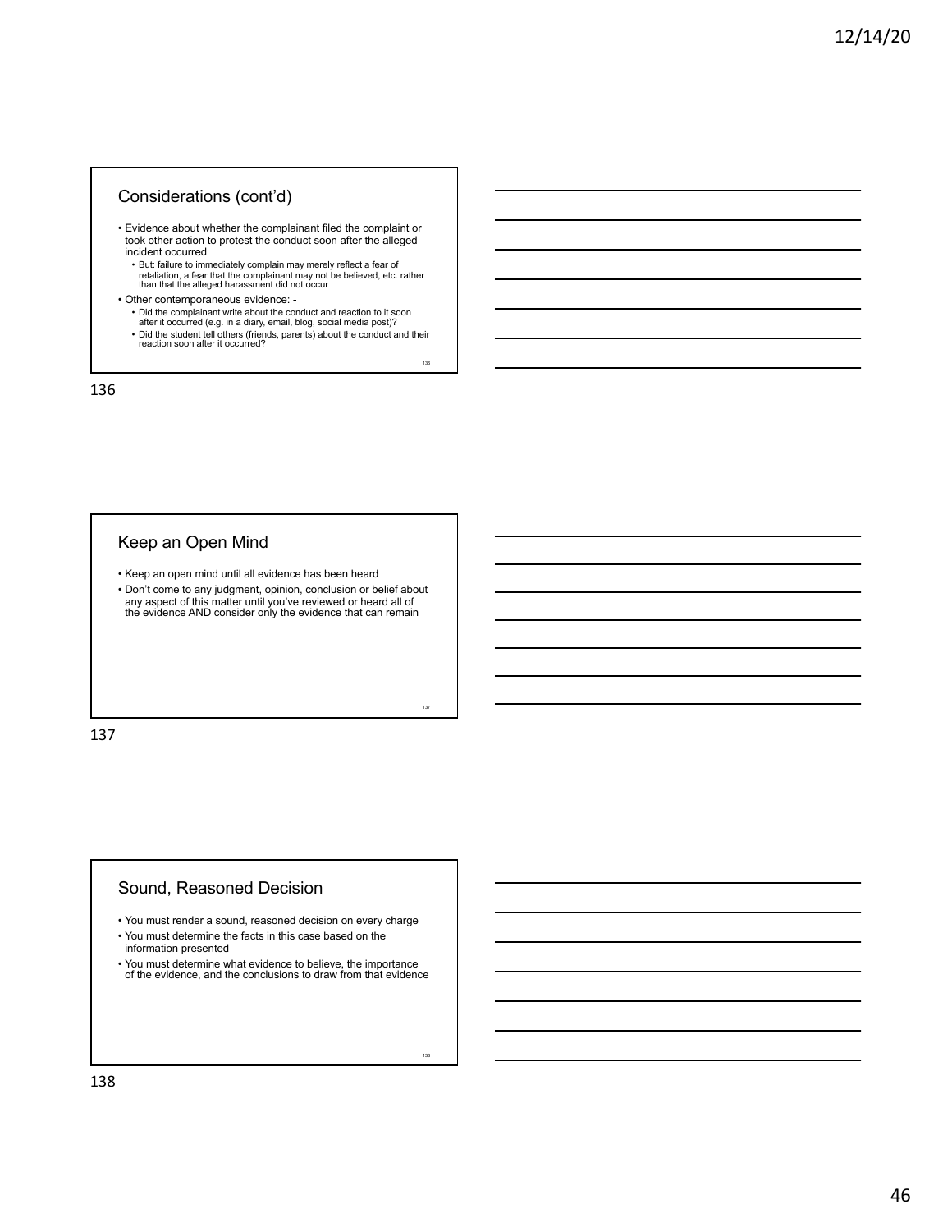## Considerations (cont'd)

- Evidence about whether the complainant filed the complaint or took other action to protest the conduct soon after the alleged incident occurred
  - But: failure to immediately complain may merely reflect a fear of retaliation, a fear that the complainant may not be believed, etc. rather than that the alleged harassment did not occur
- Other contemporaneous evidence: -
  - Did the complainant write about the conduct and reaction to it soon after it occurred (e.g. in a diary, email, blog, social media post)?
  - Did the student tell others (friends, parents) about the conduct and their reaction soon after it occurred?

## Keep an Open Mind

- Keep an open mind until all evidence has been heard
- Don't come to any judgment, opinion, conclusion or belief about any aspect of this matter until you've reviewed or heard all of the evidence AND consider only the evidence that can remain

## Sound, Reasoned Decision

- You must render a sound, reasoned decision on every charge
- You must determine the facts in this case based on the information presented
- You must determine what evidence to believe, the importance of the evidence, and the conclusions to draw from that evidence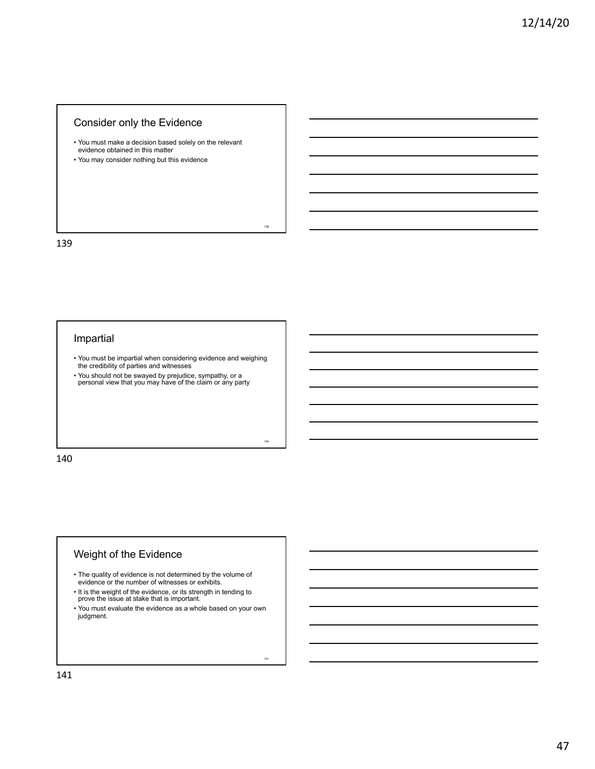## Consider only the Evidence

- You must make a decision based solely on the relevant evidence obtained in this matter
- You may consider nothing but this evidence

## Impartial

- You must be impartial when considering evidence and weighing the credibility of parties and witnesses
- You should not be swayed by prejudice, sympathy, or a personal view that you may have of the claim or any party

## Weight of the Evidence

- The quality of evidence is not determined by the volume of evidence or the number of witnesses or exhibits.
- It is the weight of the evidence, or its strength in tending to prove the issue at stake that is important.
- You must evaluate the evidence as a whole based on your own judgment.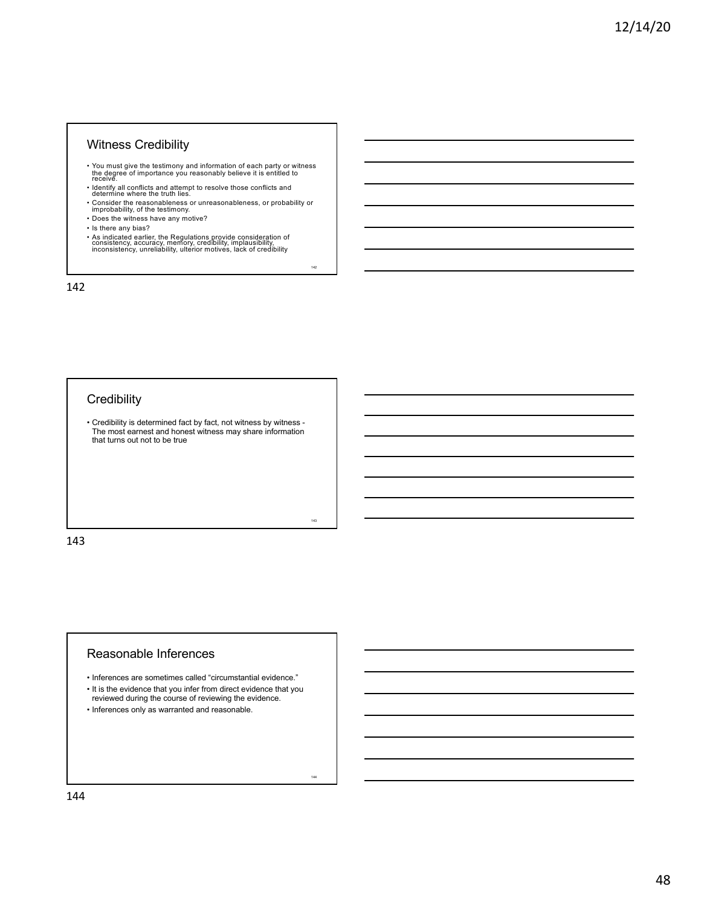## Witness Credibility

- You must give the testimony and information of each party or witness the degree of importance you reasonably believe it is entitled to receive.
- Identify all conflicts and attempt to resolve those conflicts and determine where the truth lies.
- Consider the reasonableness or unreasonableness, or probability or improbability, of the testimony.
- Does the witness have any motive?
- Is there any bias?
- As indicated earlier, the Regulations provide consideration of consistency, accuracy, memory, credibility, implausibility, inconsistency, unreliability, ulterior motives, lack of credibility

## Credibility

- Credibility is determined fact by fact, not witness by witness - The most earnest and honest witness may share information that turns out not to be true

## Reasonable Inferences

- Inferences are sometimes called "circumstantial evidence."
- It is the evidence that you infer from direct evidence that you reviewed during the course of reviewing the evidence.
- Inferences only as warranted and reasonable.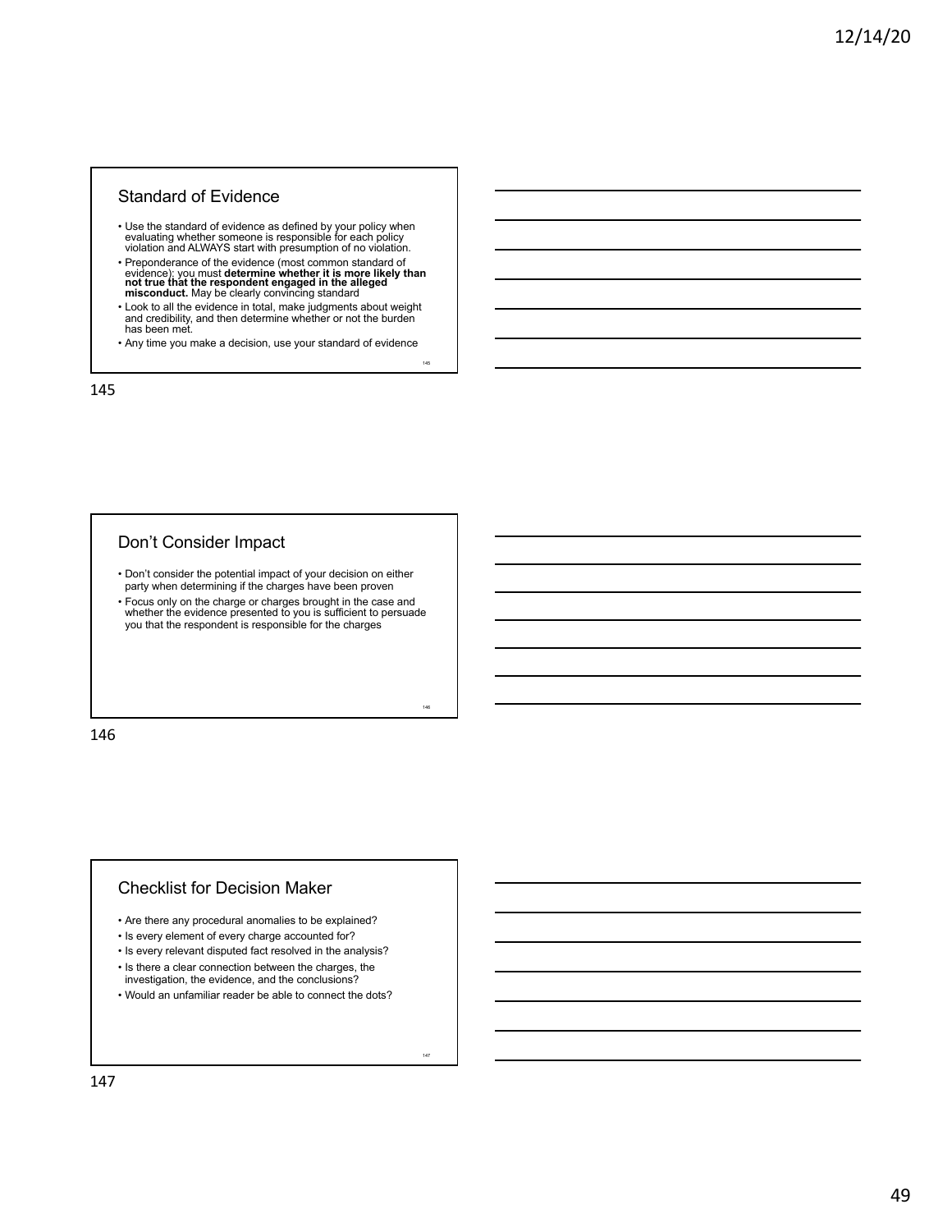## Standard of Evidence

- Use the standard of evidence as defined by your policy when evaluating whether someone is responsible for each policy violation and ALWAYS start with presumption of no violation.
- Preponderance of the evidence (most common standard of evidence); you must **determine whether it is more likely than not true that the respondent engaged in the alleged misconduct.** May be clearly convincing standard
- Look to all the evidence in total, make judgments about weight and credibility, and then determine whether or not the burden has been met.
- Any time you make a decision, use your standard of evidence

## Don't Consider Impact

- Don't consider the potential impact of your decision on either party when determining if the charges have been proven
- Focus only on the charge or charges brought in the case and whether the evidence presented to you is sufficient to persuade you that the respondent is responsible for the charges

## Checklist for Decision Maker

- Are there any procedural anomalies to be explained?
- Is every element of every charge accounted for?
- Is every relevant disputed fact resolved in the analysis?
- Is there a clear connection between the charges, the investigation, the evidence, and the conclusions?
- Would an unfamiliar reader be able to connect the dots?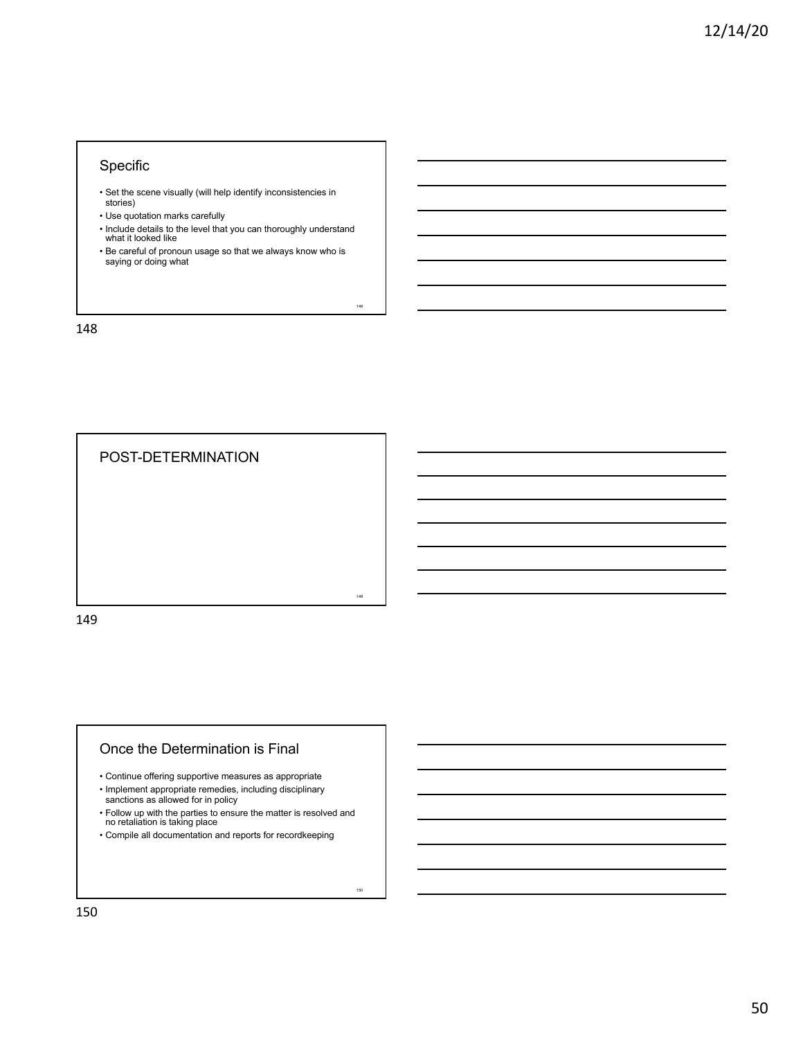## Specific

- Set the scene visually (will help identify inconsistencies in stories)
- Use quotation marks carefully
- Include details to the level that you can thoroughly understand what it looked like
- Be careful of pronoun usage so that we always know who is saying or doing what

## POST-DETERMINATION

## Once the Determination is Final

- Continue offering supportive measures as appropriate
- Implement appropriate remedies, including disciplinary sanctions as allowed for in policy
- Follow up with the parties to ensure the matter is resolved and no retaliation is taking place
- Compile all documentation and reports for recordkeeping